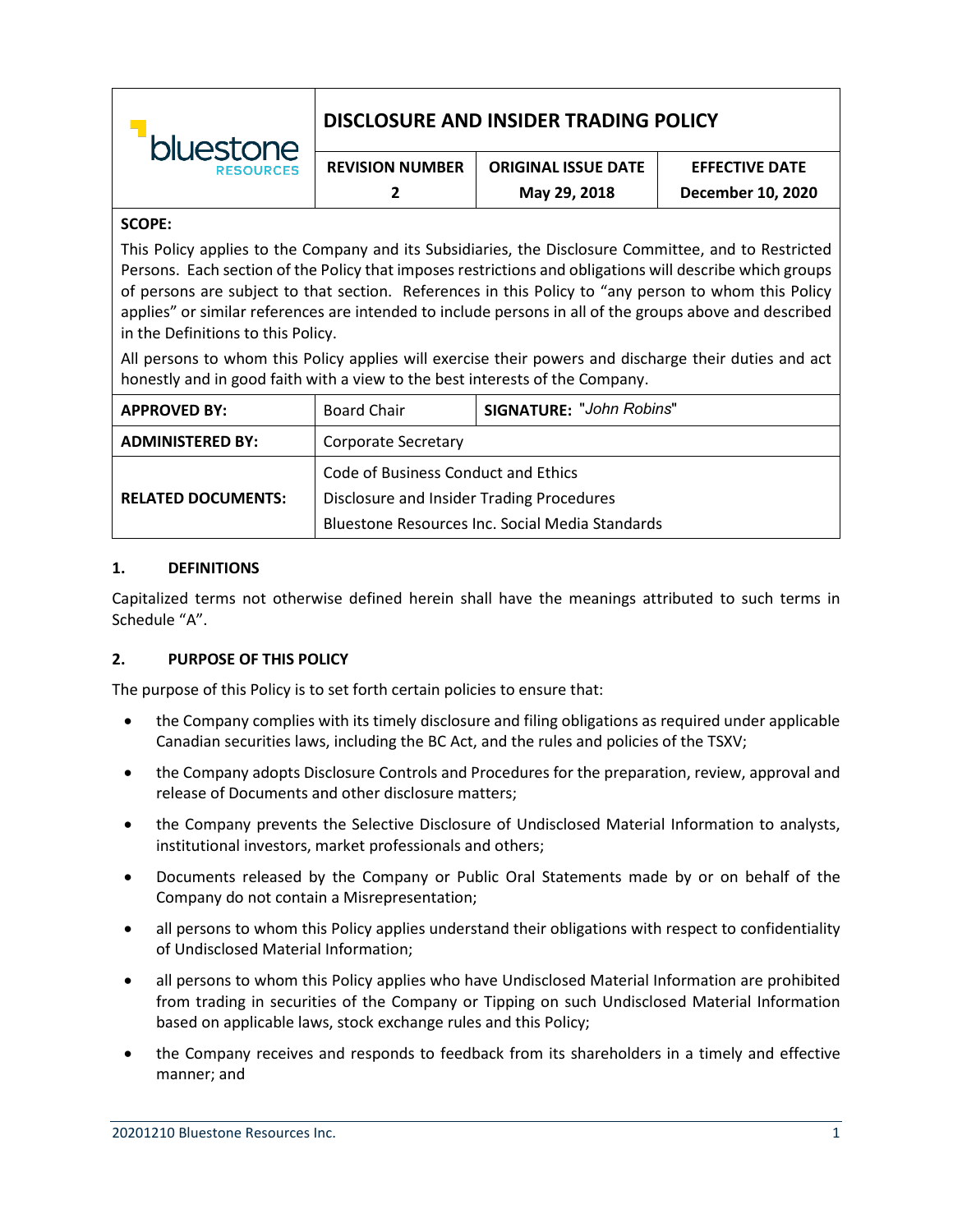| bluestone RESOURCES | DISCLOSURE AND INSIDER TRADING POLICY | | |
|---|---|---|---|
| | **REVISION NUMBER** | **ORIGINAL ISSUE DATE** | **EFFECTIVE DATE** |
| | **2** | **May 29, 2018** | **December 10, 2020** |

**SCOPE:**

This Policy applies to the Company and its Subsidiaries, the Disclosure Committee, and to Restricted Persons. Each section of the Policy that imposes restrictions and obligations will describe which groups of persons are subject to that section. References in this Policy to "any person to whom this Policy applies" or similar references are intended to include persons in all of the groups above and described in the Definitions to this Policy.

All persons to whom this Policy applies will exercise their powers and discharge their duties and act honestly and in good faith with a view to the best interests of the Company.

| **APPROVED BY:** | Board Chair | **SIGNATURE:** "*John Robins*" |
|---|---|---|
| **ADMINISTERED BY:** | Corporate Secretary | |
| **RELATED DOCUMENTS:** | Code of Business Conduct and Ethics<br>Disclosure and Insider Trading Procedures<br>Bluestone Resources Inc. Social Media Standards | |

## 1. DEFINITIONS

Capitalized terms not otherwise defined herein shall have the meanings attributed to such terms in Schedule "A".

## 2. PURPOSE OF THIS POLICY

The purpose of this Policy is to set forth certain policies to ensure that:

- the Company complies with its timely disclosure and filing obligations as required under applicable Canadian securities laws, including the BC Act, and the rules and policies of the TSXV;
- the Company adopts Disclosure Controls and Procedures for the preparation, review, approval and release of Documents and other disclosure matters;
- the Company prevents the Selective Disclosure of Undisclosed Material Information to analysts, institutional investors, market professionals and others;
- Documents released by the Company or Public Oral Statements made by or on behalf of the Company do not contain a Misrepresentation;
- all persons to whom this Policy applies understand their obligations with respect to confidentiality of Undisclosed Material Information;
- all persons to whom this Policy applies who have Undisclosed Material Information are prohibited from trading in securities of the Company or Tipping on such Undisclosed Material Information based on applicable laws, stock exchange rules and this Policy;
- the Company receives and responds to feedback from its shareholders in a timely and effective manner; and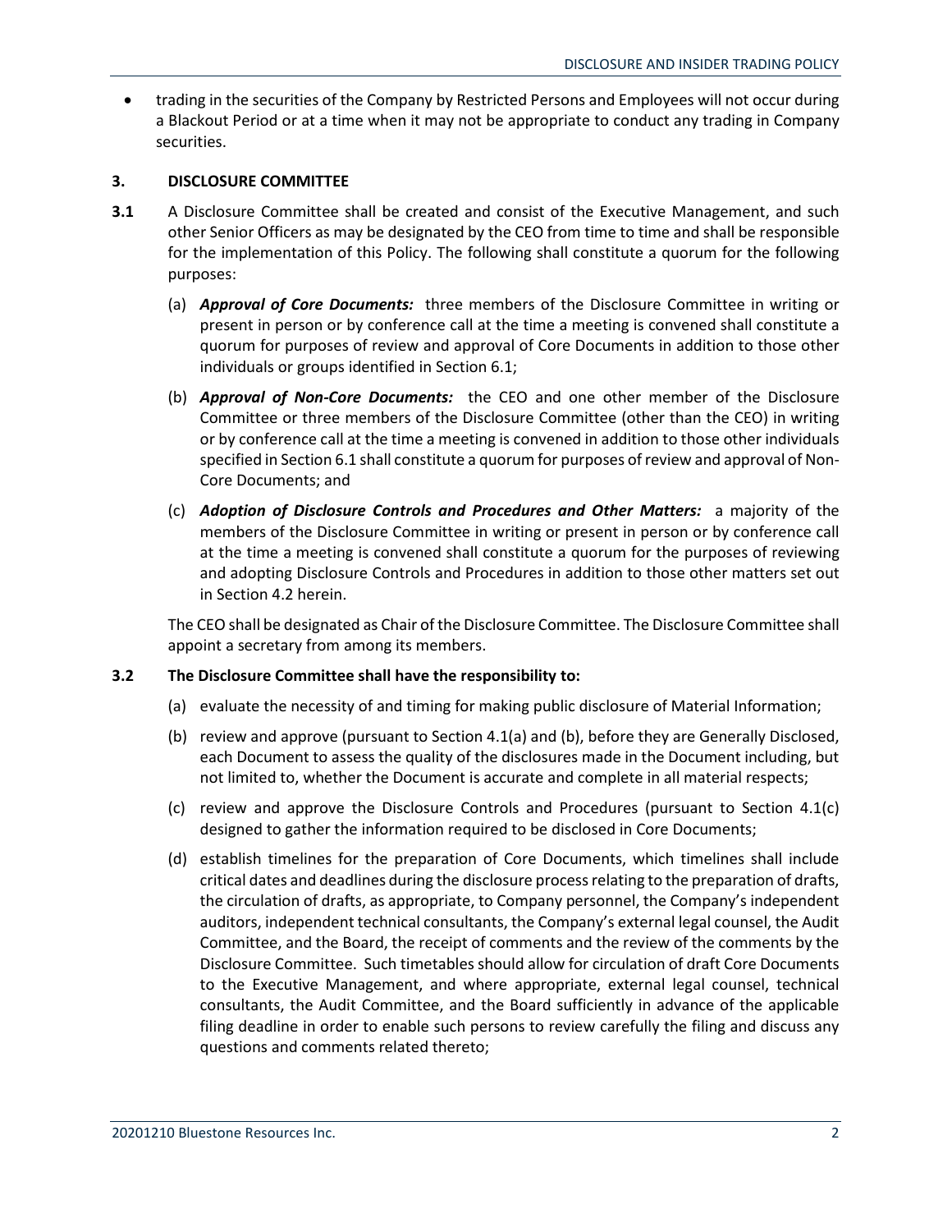- trading in the securities of the Company by Restricted Persons and Employees will not occur during a Blackout Period or at a time when it may not be appropriate to conduct any trading in Company securities.

## 3. DISCLOSURE COMMITTEE

**3.1** A Disclosure Committee shall be created and consist of the Executive Management, and such other Senior Officers as may be designated by the CEO from time to time and shall be responsible for the implementation of this Policy. The following shall constitute a quorum for the following purposes:

(a) ***Approval of Core Documents:*** three members of the Disclosure Committee in writing or present in person or by conference call at the time a meeting is convened shall constitute a quorum for purposes of review and approval of Core Documents in addition to those other individuals or groups identified in Section 6.1;

(b) ***Approval of Non-Core Documents:*** the CEO and one other member of the Disclosure Committee or three members of the Disclosure Committee (other than the CEO) in writing or by conference call at the time a meeting is convened in addition to those other individuals specified in Section 6.1 shall constitute a quorum for purposes of review and approval of Non-Core Documents; and

(c) ***Adoption of Disclosure Controls and Procedures and Other Matters:*** a majority of the members of the Disclosure Committee in writing or present in person or by conference call at the time a meeting is convened shall constitute a quorum for the purposes of reviewing and adopting Disclosure Controls and Procedures in addition to those other matters set out in Section 4.2 herein.

The CEO shall be designated as Chair of the Disclosure Committee. The Disclosure Committee shall appoint a secretary from among its members.

**3.2 The Disclosure Committee shall have the responsibility to:**

(a) evaluate the necessity of and timing for making public disclosure of Material Information;

(b) review and approve (pursuant to Section 4.1(a) and (b), before they are Generally Disclosed, each Document to assess the quality of the disclosures made in the Document including, but not limited to, whether the Document is accurate and complete in all material respects;

(c) review and approve the Disclosure Controls and Procedures (pursuant to Section 4.1(c) designed to gather the information required to be disclosed in Core Documents;

(d) establish timelines for the preparation of Core Documents, which timelines shall include critical dates and deadlines during the disclosure process relating to the preparation of drafts, the circulation of drafts, as appropriate, to Company personnel, the Company's independent auditors, independent technical consultants, the Company's external legal counsel, the Audit Committee, and the Board, the receipt of comments and the review of the comments by the Disclosure Committee. Such timetables should allow for circulation of draft Core Documents to the Executive Management, and where appropriate, external legal counsel, technical consultants, the Audit Committee, and the Board sufficiently in advance of the applicable filing deadline in order to enable such persons to review carefully the filing and discuss any questions and comments related thereto;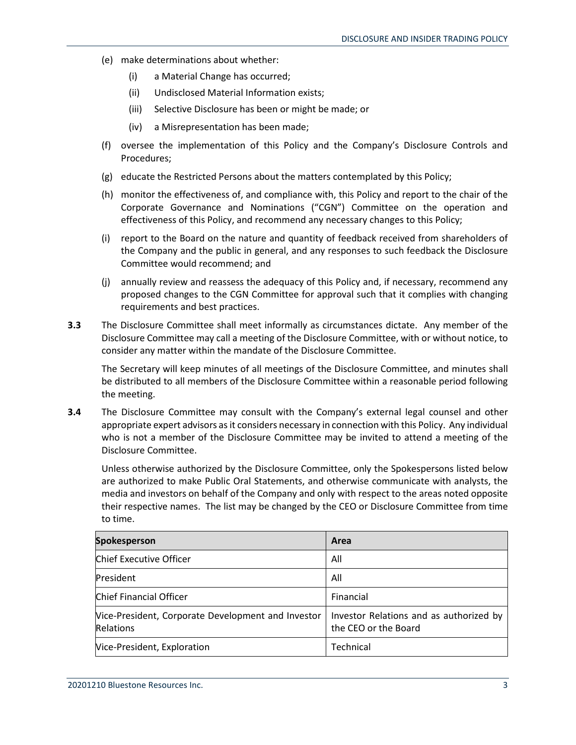(e) make determinations about whether:

  (i) a Material Change has occurred;

  (ii) Undisclosed Material Information exists;

  (iii) Selective Disclosure has been or might be made; or

  (iv) a Misrepresentation has been made;

(f) oversee the implementation of this Policy and the Company's Disclosure Controls and Procedures;

(g) educate the Restricted Persons about the matters contemplated by this Policy;

(h) monitor the effectiveness of, and compliance with, this Policy and report to the chair of the Corporate Governance and Nominations ("CGN") Committee on the operation and effectiveness of this Policy, and recommend any necessary changes to this Policy;

(i) report to the Board on the nature and quantity of feedback received from shareholders of the Company and the public in general, and any responses to such feedback the Disclosure Committee would recommend; and

(j) annually review and reassess the adequacy of this Policy and, if necessary, recommend any proposed changes to the CGN Committee for approval such that it complies with changing requirements and best practices.

**3.3** The Disclosure Committee shall meet informally as circumstances dictate. Any member of the Disclosure Committee may call a meeting of the Disclosure Committee, with or without notice, to consider any matter within the mandate of the Disclosure Committee.

The Secretary will keep minutes of all meetings of the Disclosure Committee, and minutes shall be distributed to all members of the Disclosure Committee within a reasonable period following the meeting.

**3.4** The Disclosure Committee may consult with the Company's external legal counsel and other appropriate expert advisors as it considers necessary in connection with this Policy. Any individual who is not a member of the Disclosure Committee may be invited to attend a meeting of the Disclosure Committee.

Unless otherwise authorized by the Disclosure Committee, only the Spokespersons listed below are authorized to make Public Oral Statements, and otherwise communicate with analysts, the media and investors on behalf of the Company and only with respect to the areas noted opposite their respective names. The list may be changed by the CEO or Disclosure Committee from time to time.

| Spokesperson | Area |
|---|---|
| Chief Executive Officer | All |
| President | All |
| Chief Financial Officer | Financial |
| Vice-President, Corporate Development and Investor Relations | Investor Relations and as authorized by the CEO or the Board |
| Vice-President, Exploration | Technical |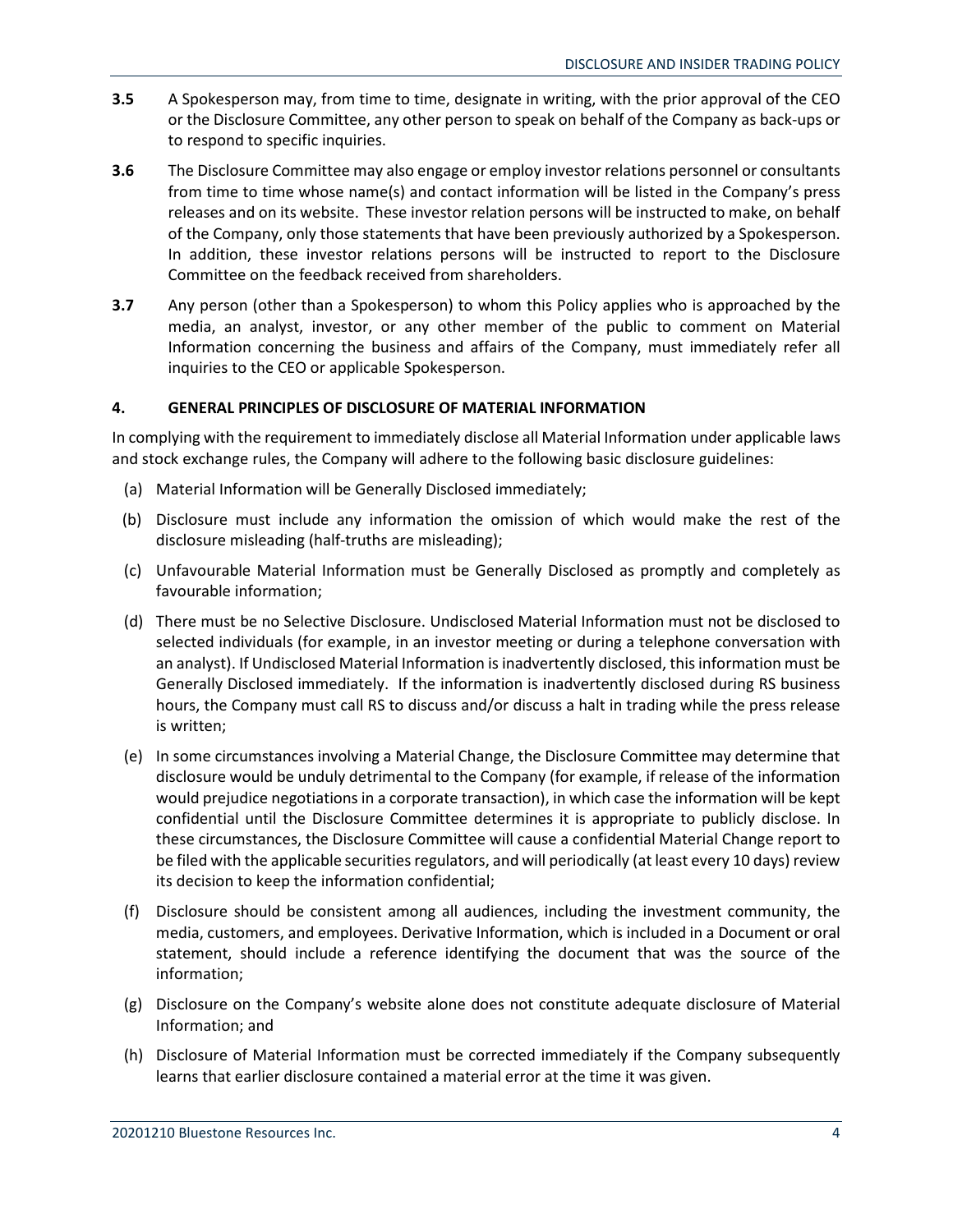**3.5** A Spokesperson may, from time to time, designate in writing, with the prior approval of the CEO or the Disclosure Committee, any other person to speak on behalf of the Company as back-ups or to respond to specific inquiries.

**3.6** The Disclosure Committee may also engage or employ investor relations personnel or consultants from time to time whose name(s) and contact information will be listed in the Company's press releases and on its website. These investor relation persons will be instructed to make, on behalf of the Company, only those statements that have been previously authorized by a Spokesperson. In addition, these investor relations persons will be instructed to report to the Disclosure Committee on the feedback received from shareholders.

**3.7** Any person (other than a Spokesperson) to whom this Policy applies who is approached by the media, an analyst, investor, or any other member of the public to comment on Material Information concerning the business and affairs of the Company, must immediately refer all inquiries to the CEO or applicable Spokesperson.

## 4. GENERAL PRINCIPLES OF DISCLOSURE OF MATERIAL INFORMATION

In complying with the requirement to immediately disclose all Material Information under applicable laws and stock exchange rules, the Company will adhere to the following basic disclosure guidelines:

(a) Material Information will be Generally Disclosed immediately;

(b) Disclosure must include any information the omission of which would make the rest of the disclosure misleading (half-truths are misleading);

(c) Unfavourable Material Information must be Generally Disclosed as promptly and completely as favourable information;

(d) There must be no Selective Disclosure. Undisclosed Material Information must not be disclosed to selected individuals (for example, in an investor meeting or during a telephone conversation with an analyst). If Undisclosed Material Information is inadvertently disclosed, this information must be Generally Disclosed immediately. If the information is inadvertently disclosed during RS business hours, the Company must call RS to discuss and/or discuss a halt in trading while the press release is written;

(e) In some circumstances involving a Material Change, the Disclosure Committee may determine that disclosure would be unduly detrimental to the Company (for example, if release of the information would prejudice negotiations in a corporate transaction), in which case the information will be kept confidential until the Disclosure Committee determines it is appropriate to publicly disclose. In these circumstances, the Disclosure Committee will cause a confidential Material Change report to be filed with the applicable securities regulators, and will periodically (at least every 10 days) review its decision to keep the information confidential;

(f) Disclosure should be consistent among all audiences, including the investment community, the media, customers, and employees. Derivative Information, which is included in a Document or oral statement, should include a reference identifying the document that was the source of the information;

(g) Disclosure on the Company's website alone does not constitute adequate disclosure of Material Information; and

(h) Disclosure of Material Information must be corrected immediately if the Company subsequently learns that earlier disclosure contained a material error at the time it was given.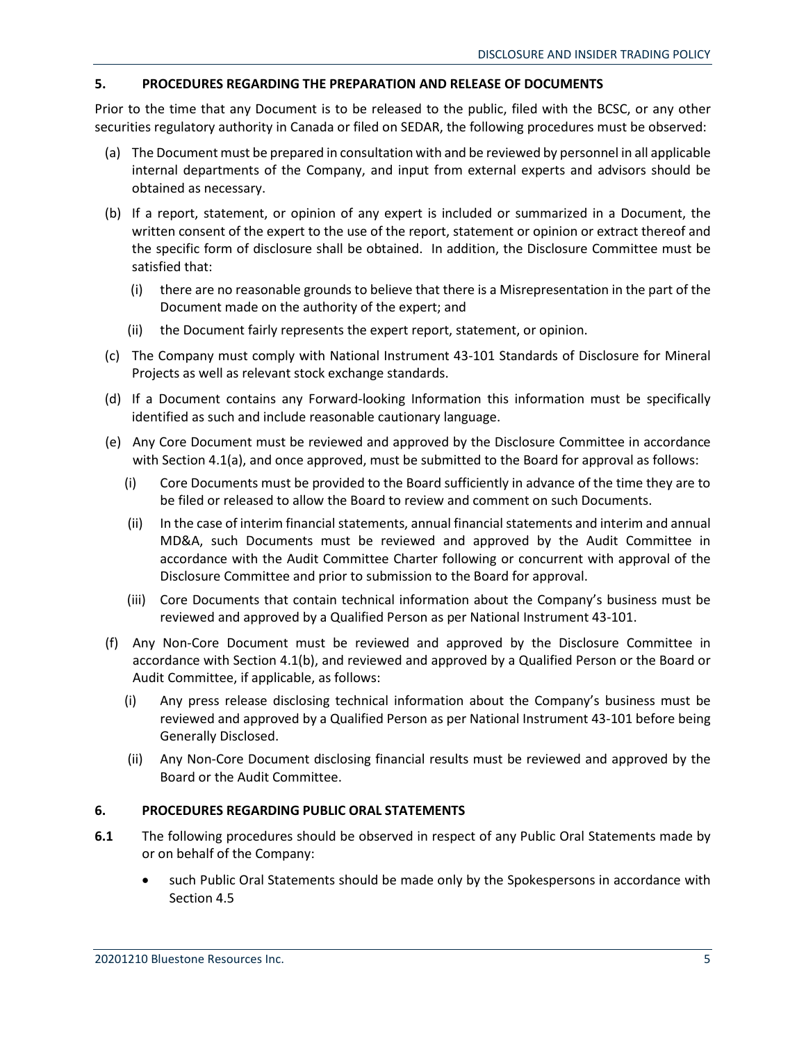## 5. PROCEDURES REGARDING THE PREPARATION AND RELEASE OF DOCUMENTS

Prior to the time that any Document is to be released to the public, filed with the BCSC, or any other securities regulatory authority in Canada or filed on SEDAR, the following procedures must be observed:

(a) The Document must be prepared in consultation with and be reviewed by personnel in all applicable internal departments of the Company, and input from external experts and advisors should be obtained as necessary.

(b) If a report, statement, or opinion of any expert is included or summarized in a Document, the written consent of the expert to the use of the report, statement or opinion or extract thereof and the specific form of disclosure shall be obtained. In addition, the Disclosure Committee must be satisfied that:

   (i) there are no reasonable grounds to believe that there is a Misrepresentation in the part of the Document made on the authority of the expert; and

   (ii) the Document fairly represents the expert report, statement, or opinion.

(c) The Company must comply with National Instrument 43-101 Standards of Disclosure for Mineral Projects as well as relevant stock exchange standards.

(d) If a Document contains any Forward-looking Information this information must be specifically identified as such and include reasonable cautionary language.

(e) Any Core Document must be reviewed and approved by the Disclosure Committee in accordance with Section 4.1(a), and once approved, must be submitted to the Board for approval as follows:

   (i) Core Documents must be provided to the Board sufficiently in advance of the time they are to be filed or released to allow the Board to review and comment on such Documents.

   (ii) In the case of interim financial statements, annual financial statements and interim and annual MD&A, such Documents must be reviewed and approved by the Audit Committee in accordance with the Audit Committee Charter following or concurrent with approval of the Disclosure Committee and prior to submission to the Board for approval.

   (iii) Core Documents that contain technical information about the Company's business must be reviewed and approved by a Qualified Person as per National Instrument 43-101.

(f) Any Non-Core Document must be reviewed and approved by the Disclosure Committee in accordance with Section 4.1(b), and reviewed and approved by a Qualified Person or the Board or Audit Committee, if applicable, as follows:

   (i) Any press release disclosing technical information about the Company's business must be reviewed and approved by a Qualified Person as per National Instrument 43-101 before being Generally Disclosed.

   (ii) Any Non-Core Document disclosing financial results must be reviewed and approved by the Board or the Audit Committee.

## 6. PROCEDURES REGARDING PUBLIC ORAL STATEMENTS

**6.1** The following procedures should be observed in respect of any Public Oral Statements made by or on behalf of the Company:

- such Public Oral Statements should be made only by the Spokespersons in accordance with Section 4.5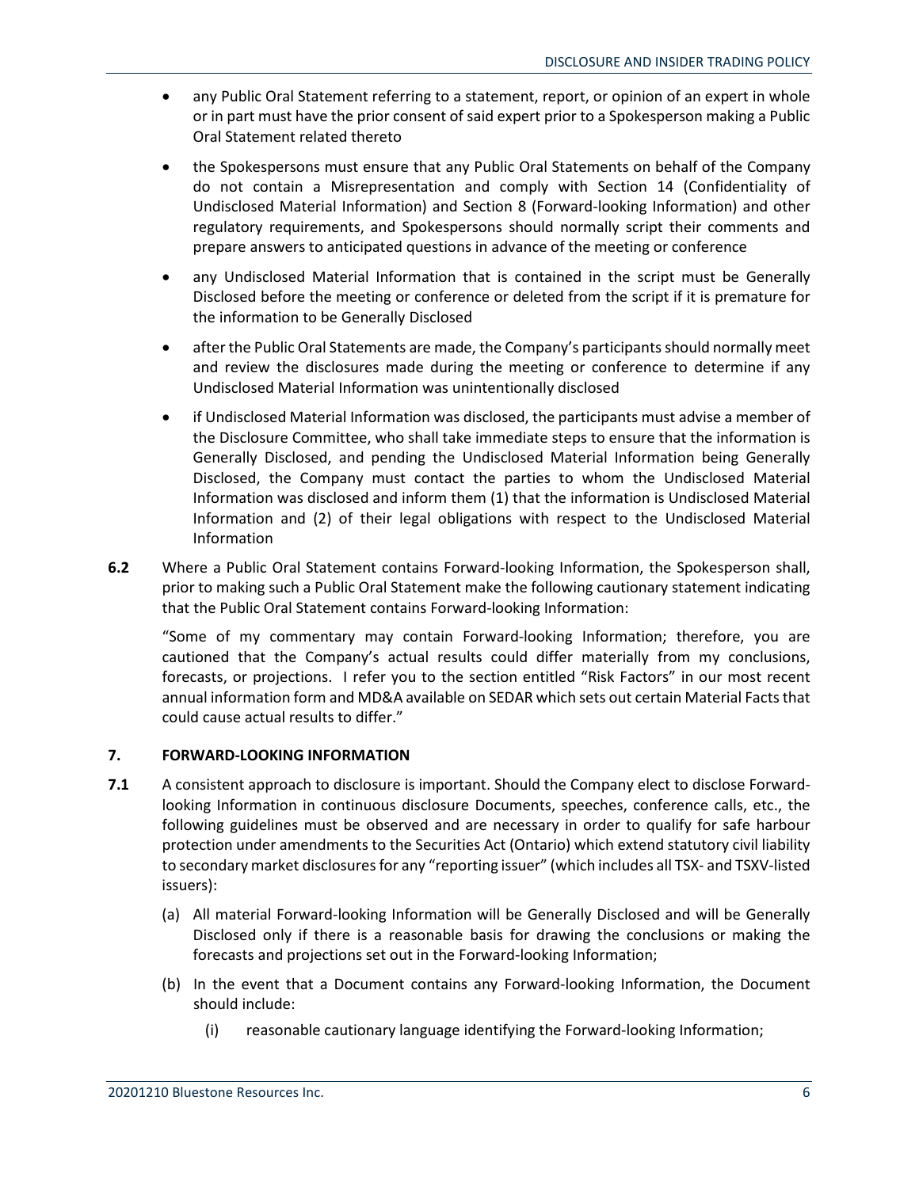- any Public Oral Statement referring to a statement, report, or opinion of an expert in whole or in part must have the prior consent of said expert prior to a Spokesperson making a Public Oral Statement related thereto
- the Spokespersons must ensure that any Public Oral Statements on behalf of the Company do not contain a Misrepresentation and comply with Section 14 (Confidentiality of Undisclosed Material Information) and Section 8 (Forward-looking Information) and other regulatory requirements, and Spokespersons should normally script their comments and prepare answers to anticipated questions in advance of the meeting or conference
- any Undisclosed Material Information that is contained in the script must be Generally Disclosed before the meeting or conference or deleted from the script if it is premature for the information to be Generally Disclosed
- after the Public Oral Statements are made, the Company's participants should normally meet and review the disclosures made during the meeting or conference to determine if any Undisclosed Material Information was unintentionally disclosed
- if Undisclosed Material Information was disclosed, the participants must advise a member of the Disclosure Committee, who shall take immediate steps to ensure that the information is Generally Disclosed, and pending the Undisclosed Material Information being Generally Disclosed, the Company must contact the parties to whom the Undisclosed Material Information was disclosed and inform them (1) that the information is Undisclosed Material Information and (2) of their legal obligations with respect to the Undisclosed Material Information

**6.2** Where a Public Oral Statement contains Forward-looking Information, the Spokesperson shall, prior to making such a Public Oral Statement make the following cautionary statement indicating that the Public Oral Statement contains Forward-looking Information:

"Some of my commentary may contain Forward-looking Information; therefore, you are cautioned that the Company's actual results could differ materially from my conclusions, forecasts, or projections. I refer you to the section entitled "Risk Factors" in our most recent annual information form and MD&A available on SEDAR which sets out certain Material Facts that could cause actual results to differ."

## 7. FORWARD-LOOKING INFORMATION

**7.1** A consistent approach to disclosure is important. Should the Company elect to disclose Forward-looking Information in continuous disclosure Documents, speeches, conference calls, etc., the following guidelines must be observed and are necessary in order to qualify for safe harbour protection under amendments to the Securities Act (Ontario) which extend statutory civil liability to secondary market disclosures for any "reporting issuer" (which includes all TSX- and TSXV-listed issuers):

(a) All material Forward-looking Information will be Generally Disclosed and will be Generally Disclosed only if there is a reasonable basis for drawing the conclusions or making the forecasts and projections set out in the Forward-looking Information;

(b) In the event that a Document contains any Forward-looking Information, the Document should include:

(i) reasonable cautionary language identifying the Forward-looking Information;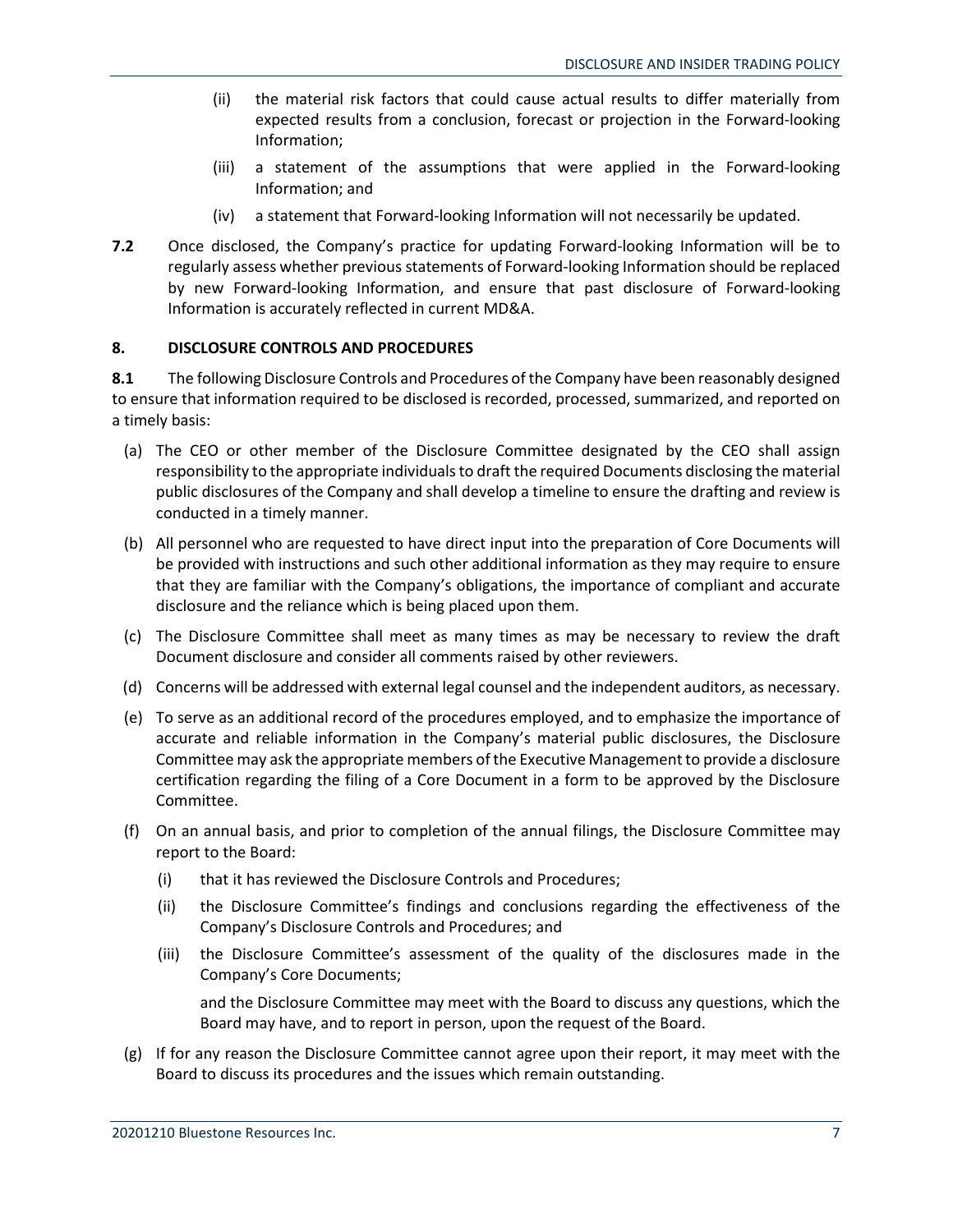(ii) the material risk factors that could cause actual results to differ materially from expected results from a conclusion, forecast or projection in the Forward-looking Information;

(iii) a statement of the assumptions that were applied in the Forward-looking Information; and

(iv) a statement that Forward-looking Information will not necessarily be updated.

**7.2** Once disclosed, the Company's practice for updating Forward-looking Information will be to regularly assess whether previous statements of Forward-looking Information should be replaced by new Forward-looking Information, and ensure that past disclosure of Forward-looking Information is accurately reflected in current MD&A.

## 8. DISCLOSURE CONTROLS AND PROCEDURES

**8.1** The following Disclosure Controls and Procedures of the Company have been reasonably designed to ensure that information required to be disclosed is recorded, processed, summarized, and reported on a timely basis:

(a) The CEO or other member of the Disclosure Committee designated by the CEO shall assign responsibility to the appropriate individuals to draft the required Documents disclosing the material public disclosures of the Company and shall develop a timeline to ensure the drafting and review is conducted in a timely manner.

(b) All personnel who are requested to have direct input into the preparation of Core Documents will be provided with instructions and such other additional information as they may require to ensure that they are familiar with the Company's obligations, the importance of compliant and accurate disclosure and the reliance which is being placed upon them.

(c) The Disclosure Committee shall meet as many times as may be necessary to review the draft Document disclosure and consider all comments raised by other reviewers.

(d) Concerns will be addressed with external legal counsel and the independent auditors, as necessary.

(e) To serve as an additional record of the procedures employed, and to emphasize the importance of accurate and reliable information in the Company's material public disclosures, the Disclosure Committee may ask the appropriate members of the Executive Management to provide a disclosure certification regarding the filing of a Core Document in a form to be approved by the Disclosure Committee.

(f) On an annual basis, and prior to completion of the annual filings, the Disclosure Committee may report to the Board:

  (i) that it has reviewed the Disclosure Controls and Procedures;

  (ii) the Disclosure Committee's findings and conclusions regarding the effectiveness of the Company's Disclosure Controls and Procedures; and

  (iii) the Disclosure Committee's assessment of the quality of the disclosures made in the Company's Core Documents;

  and the Disclosure Committee may meet with the Board to discuss any questions, which the Board may have, and to report in person, upon the request of the Board.

(g) If for any reason the Disclosure Committee cannot agree upon their report, it may meet with the Board to discuss its procedures and the issues which remain outstanding.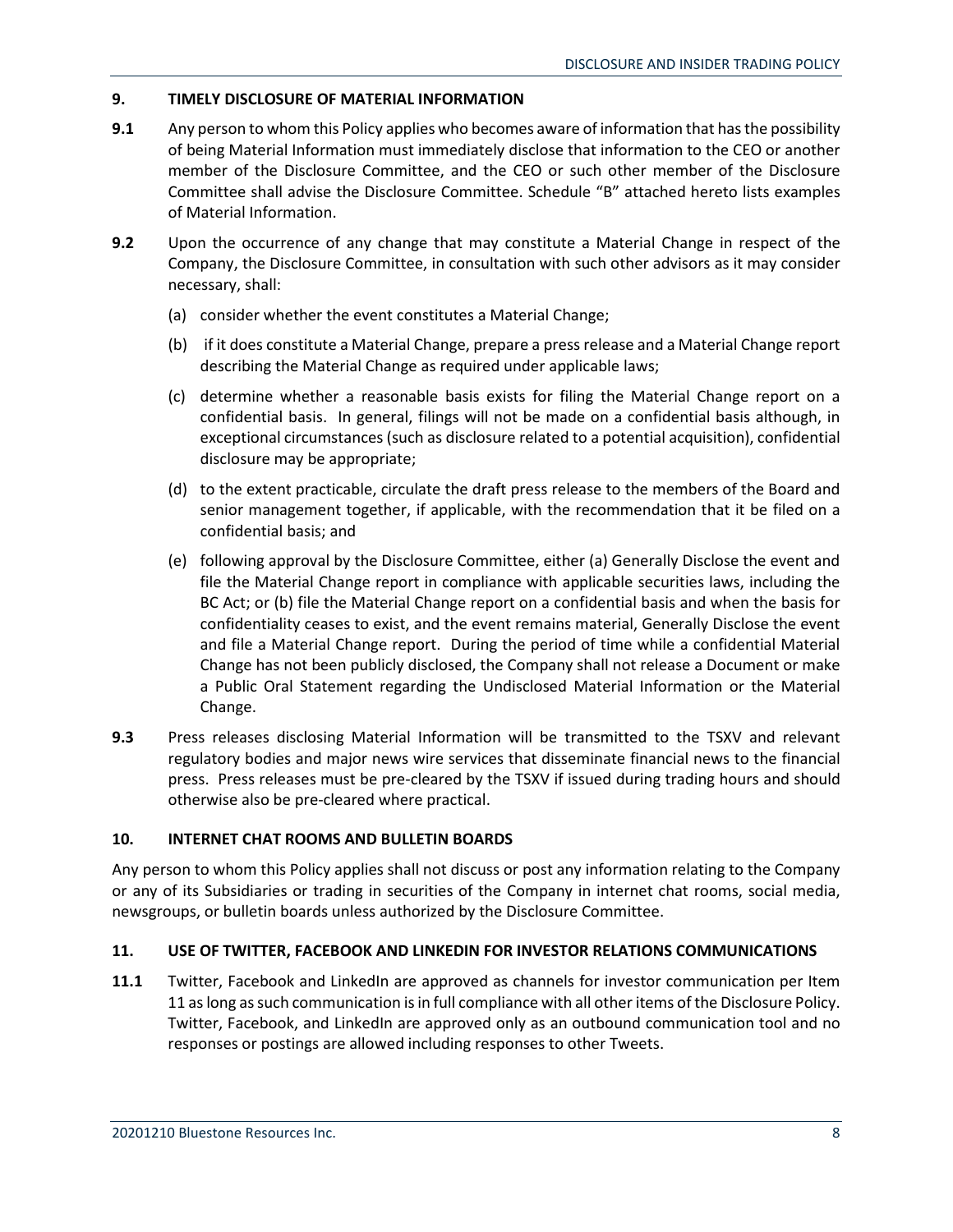## 9. TIMELY DISCLOSURE OF MATERIAL INFORMATION

**9.1** Any person to whom this Policy applies who becomes aware of information that has the possibility of being Material Information must immediately disclose that information to the CEO or another member of the Disclosure Committee, and the CEO or such other member of the Disclosure Committee shall advise the Disclosure Committee. Schedule "B" attached hereto lists examples of Material Information.

**9.2** Upon the occurrence of any change that may constitute a Material Change in respect of the Company, the Disclosure Committee, in consultation with such other advisors as it may consider necessary, shall:

(a) consider whether the event constitutes a Material Change;

(b) if it does constitute a Material Change, prepare a press release and a Material Change report describing the Material Change as required under applicable laws;

(c) determine whether a reasonable basis exists for filing the Material Change report on a confidential basis. In general, filings will not be made on a confidential basis although, in exceptional circumstances (such as disclosure related to a potential acquisition), confidential disclosure may be appropriate;

(d) to the extent practicable, circulate the draft press release to the members of the Board and senior management together, if applicable, with the recommendation that it be filed on a confidential basis; and

(e) following approval by the Disclosure Committee, either (a) Generally Disclose the event and file the Material Change report in compliance with applicable securities laws, including the BC Act; or (b) file the Material Change report on a confidential basis and when the basis for confidentiality ceases to exist, and the event remains material, Generally Disclose the event and file a Material Change report. During the period of time while a confidential Material Change has not been publicly disclosed, the Company shall not release a Document or make a Public Oral Statement regarding the Undisclosed Material Information or the Material Change.

**9.3** Press releases disclosing Material Information will be transmitted to the TSXV and relevant regulatory bodies and major news wire services that disseminate financial news to the financial press. Press releases must be pre-cleared by the TSXV if issued during trading hours and should otherwise also be pre-cleared where practical.

## 10. INTERNET CHAT ROOMS AND BULLETIN BOARDS

Any person to whom this Policy applies shall not discuss or post any information relating to the Company or any of its Subsidiaries or trading in securities of the Company in internet chat rooms, social media, newsgroups, or bulletin boards unless authorized by the Disclosure Committee.

## 11. USE OF TWITTER, FACEBOOK AND LINKEDIN FOR INVESTOR RELATIONS COMMUNICATIONS

**11.1** Twitter, Facebook and LinkedIn are approved as channels for investor communication per Item 11 as long as such communication is in full compliance with all other items of the Disclosure Policy. Twitter, Facebook, and LinkedIn are approved only as an outbound communication tool and no responses or postings are allowed including responses to other Tweets.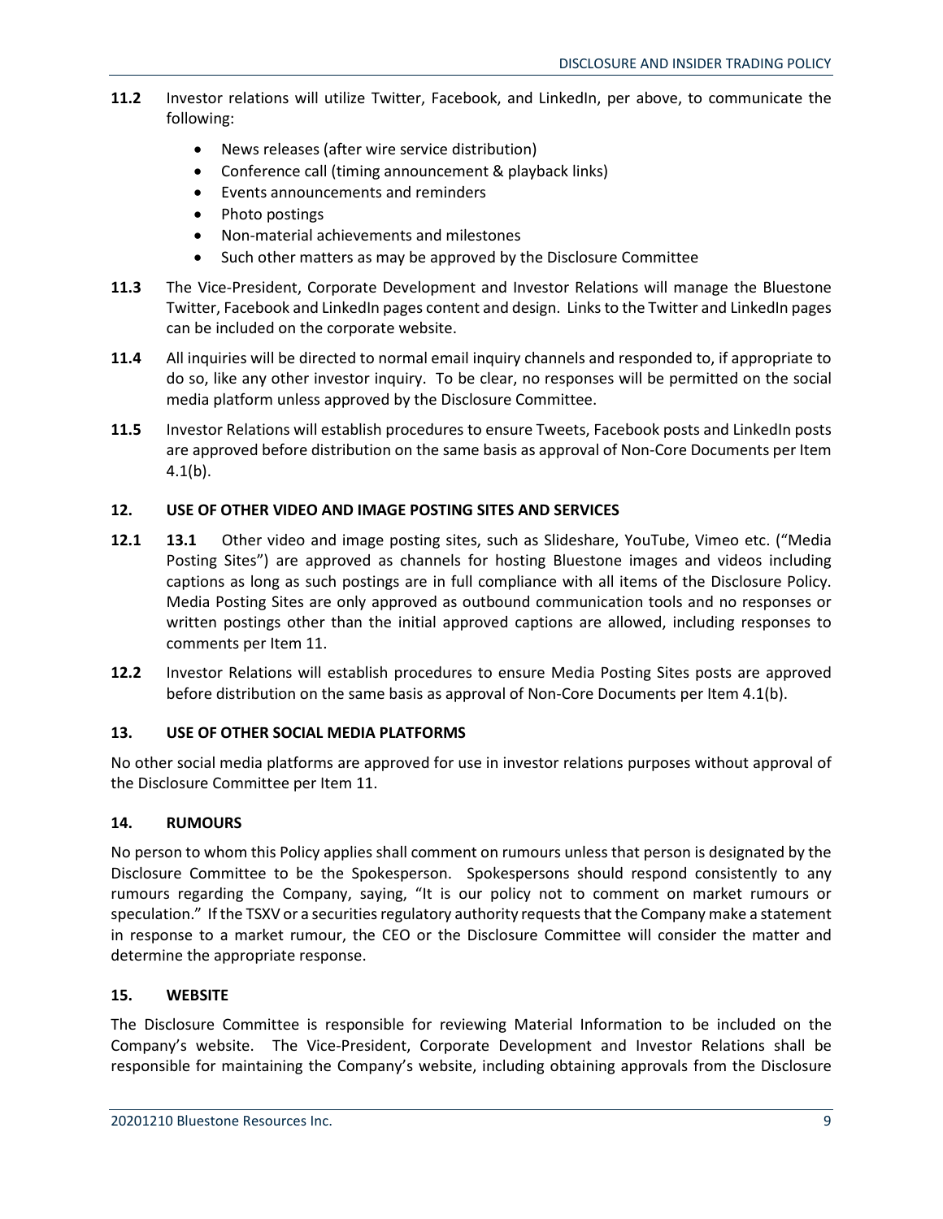**11.2** Investor relations will utilize Twitter, Facebook, and LinkedIn, per above, to communicate the following:

- News releases (after wire service distribution)
- Conference call (timing announcement & playback links)
- Events announcements and reminders
- Photo postings
- Non-material achievements and milestones
- Such other matters as may be approved by the Disclosure Committee

**11.3** The Vice-President, Corporate Development and Investor Relations will manage the Bluestone Twitter, Facebook and LinkedIn pages content and design. Links to the Twitter and LinkedIn pages can be included on the corporate website.

**11.4** All inquiries will be directed to normal email inquiry channels and responded to, if appropriate to do so, like any other investor inquiry. To be clear, no responses will be permitted on the social media platform unless approved by the Disclosure Committee.

**11.5** Investor Relations will establish procedures to ensure Tweets, Facebook posts and LinkedIn posts are approved before distribution on the same basis as approval of Non-Core Documents per Item 4.1(b).

## 12. USE OF OTHER VIDEO AND IMAGE POSTING SITES AND SERVICES

**12.1** **13.1** Other video and image posting sites, such as Slideshare, YouTube, Vimeo etc. ("Media Posting Sites") are approved as channels for hosting Bluestone images and videos including captions as long as such postings are in full compliance with all items of the Disclosure Policy. Media Posting Sites are only approved as outbound communication tools and no responses or written postings other than the initial approved captions are allowed, including responses to comments per Item 11.

**12.2** Investor Relations will establish procedures to ensure Media Posting Sites posts are approved before distribution on the same basis as approval of Non-Core Documents per Item 4.1(b).

## 13. USE OF OTHER SOCIAL MEDIA PLATFORMS

No other social media platforms are approved for use in investor relations purposes without approval of the Disclosure Committee per Item 11.

## 14. RUMOURS

No person to whom this Policy applies shall comment on rumours unless that person is designated by the Disclosure Committee to be the Spokesperson. Spokespersons should respond consistently to any rumours regarding the Company, saying, "It is our policy not to comment on market rumours or speculation." If the TSXV or a securities regulatory authority requests that the Company make a statement in response to a market rumour, the CEO or the Disclosure Committee will consider the matter and determine the appropriate response.

## 15. WEBSITE

The Disclosure Committee is responsible for reviewing Material Information to be included on the Company's website. The Vice-President, Corporate Development and Investor Relations shall be responsible for maintaining the Company's website, including obtaining approvals from the Disclosure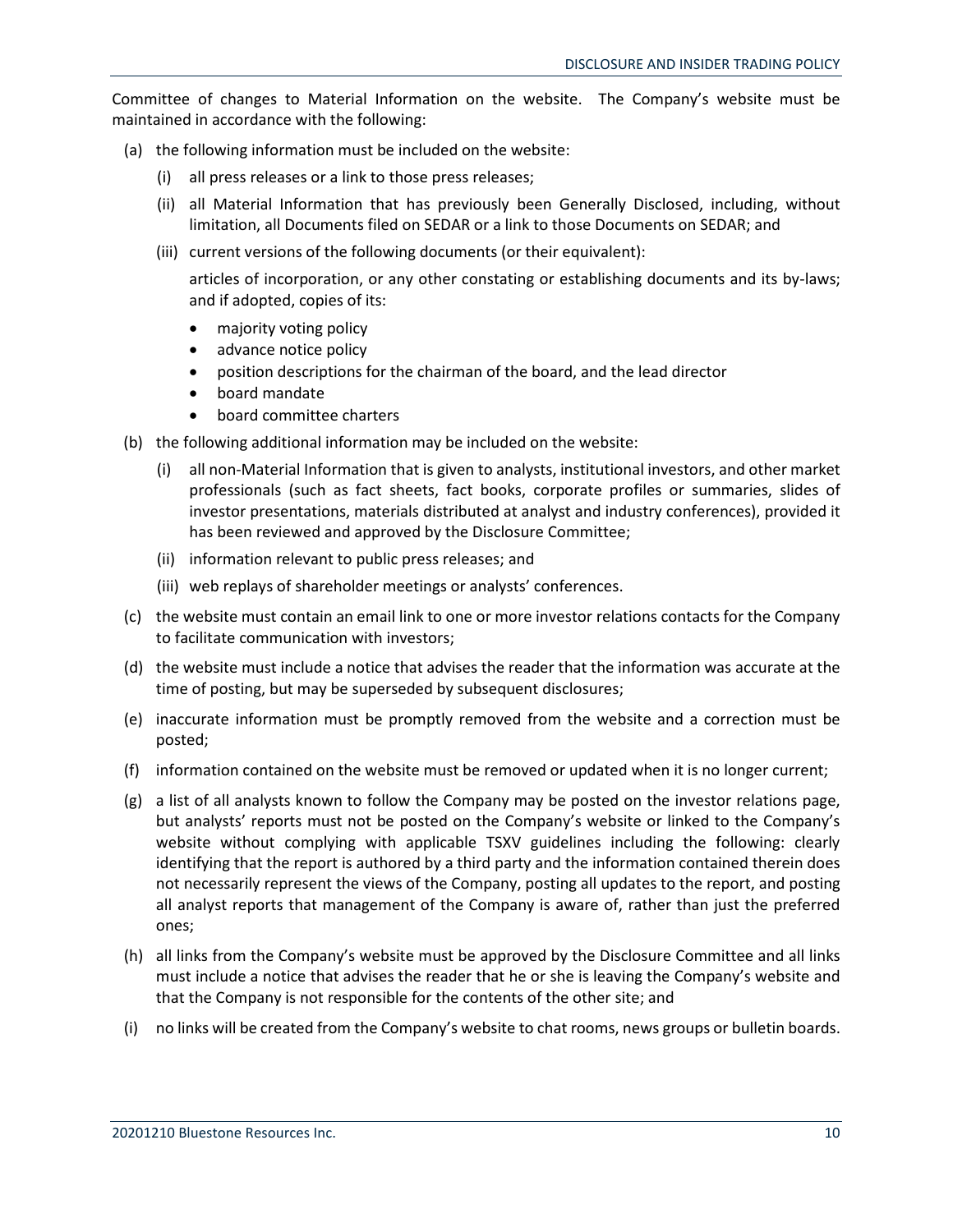Committee of changes to Material Information on the website. The Company's website must be maintained in accordance with the following:

(a) the following information must be included on the website:

   (i) all press releases or a link to those press releases;

   (ii) all Material Information that has previously been Generally Disclosed, including, without limitation, all Documents filed on SEDAR or a link to those Documents on SEDAR; and

   (iii) current versions of the following documents (or their equivalent):

   articles of incorporation, or any other constating or establishing documents and its by-laws; and if adopted, copies of its:

   - majority voting policy
   - advance notice policy
   - position descriptions for the chairman of the board, and the lead director
   - board mandate
   - board committee charters

(b) the following additional information may be included on the website:

   (i) all non-Material Information that is given to analysts, institutional investors, and other market professionals (such as fact sheets, fact books, corporate profiles or summaries, slides of investor presentations, materials distributed at analyst and industry conferences), provided it has been reviewed and approved by the Disclosure Committee;

   (ii) information relevant to public press releases; and

   (iii) web replays of shareholder meetings or analysts' conferences.

(c) the website must contain an email link to one or more investor relations contacts for the Company to facilitate communication with investors;

(d) the website must include a notice that advises the reader that the information was accurate at the time of posting, but may be superseded by subsequent disclosures;

(e) inaccurate information must be promptly removed from the website and a correction must be posted;

(f) information contained on the website must be removed or updated when it is no longer current;

(g) a list of all analysts known to follow the Company may be posted on the investor relations page, but analysts' reports must not be posted on the Company's website or linked to the Company's website without complying with applicable TSXV guidelines including the following: clearly identifying that the report is authored by a third party and the information contained therein does not necessarily represent the views of the Company, posting all updates to the report, and posting all analyst reports that management of the Company is aware of, rather than just the preferred ones;

(h) all links from the Company's website must be approved by the Disclosure Committee and all links must include a notice that advises the reader that he or she is leaving the Company's website and that the Company is not responsible for the contents of the other site; and

(i) no links will be created from the Company's website to chat rooms, news groups or bulletin boards.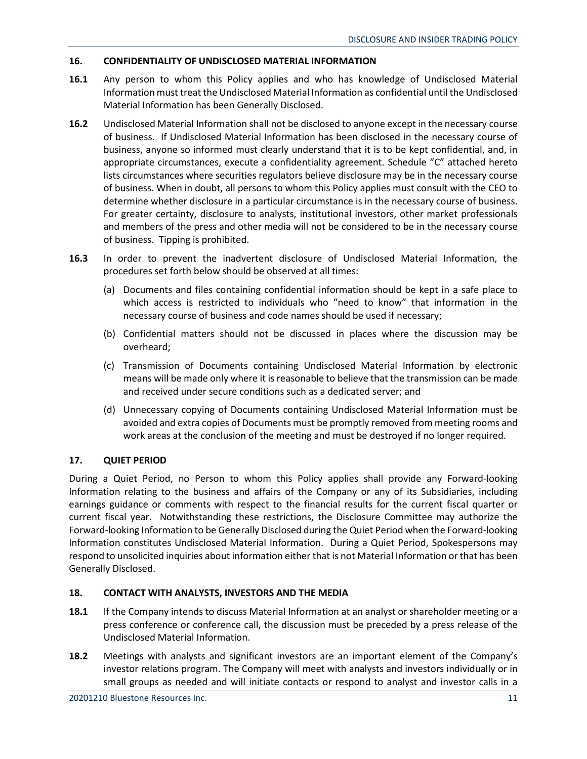## 16. CONFIDENTIALITY OF UNDISCLOSED MATERIAL INFORMATION

**16.1** Any person to whom this Policy applies and who has knowledge of Undisclosed Material Information must treat the Undisclosed Material Information as confidential until the Undisclosed Material Information has been Generally Disclosed.

**16.2** Undisclosed Material Information shall not be disclosed to anyone except in the necessary course of business. If Undisclosed Material Information has been disclosed in the necessary course of business, anyone so informed must clearly understand that it is to be kept confidential, and, in appropriate circumstances, execute a confidentiality agreement. Schedule "C" attached hereto lists circumstances where securities regulators believe disclosure may be in the necessary course of business. When in doubt, all persons to whom this Policy applies must consult with the CEO to determine whether disclosure in a particular circumstance is in the necessary course of business. For greater certainty, disclosure to analysts, institutional investors, other market professionals and members of the press and other media will not be considered to be in the necessary course of business. Tipping is prohibited.

**16.3** In order to prevent the inadvertent disclosure of Undisclosed Material Information, the procedures set forth below should be observed at all times:

(a) Documents and files containing confidential information should be kept in a safe place to which access is restricted to individuals who "need to know" that information in the necessary course of business and code names should be used if necessary;

(b) Confidential matters should not be discussed in places where the discussion may be overheard;

(c) Transmission of Documents containing Undisclosed Material Information by electronic means will be made only where it is reasonable to believe that the transmission can be made and received under secure conditions such as a dedicated server; and

(d) Unnecessary copying of Documents containing Undisclosed Material Information must be avoided and extra copies of Documents must be promptly removed from meeting rooms and work areas at the conclusion of the meeting and must be destroyed if no longer required.

## 17. QUIET PERIOD

During a Quiet Period, no Person to whom this Policy applies shall provide any Forward-looking Information relating to the business and affairs of the Company or any of its Subsidiaries, including earnings guidance or comments with respect to the financial results for the current fiscal quarter or current fiscal year. Notwithstanding these restrictions, the Disclosure Committee may authorize the Forward-looking Information to be Generally Disclosed during the Quiet Period when the Forward-looking Information constitutes Undisclosed Material Information. During a Quiet Period, Spokespersons may respond to unsolicited inquiries about information either that is not Material Information or that has been Generally Disclosed.

## 18. CONTACT WITH ANALYSTS, INVESTORS AND THE MEDIA

**18.1** If the Company intends to discuss Material Information at an analyst or shareholder meeting or a press conference or conference call, the discussion must be preceded by a press release of the Undisclosed Material Information.

**18.2** Meetings with analysts and significant investors are an important element of the Company's investor relations program. The Company will meet with analysts and investors individually or in small groups as needed and will initiate contacts or respond to analyst and investor calls in a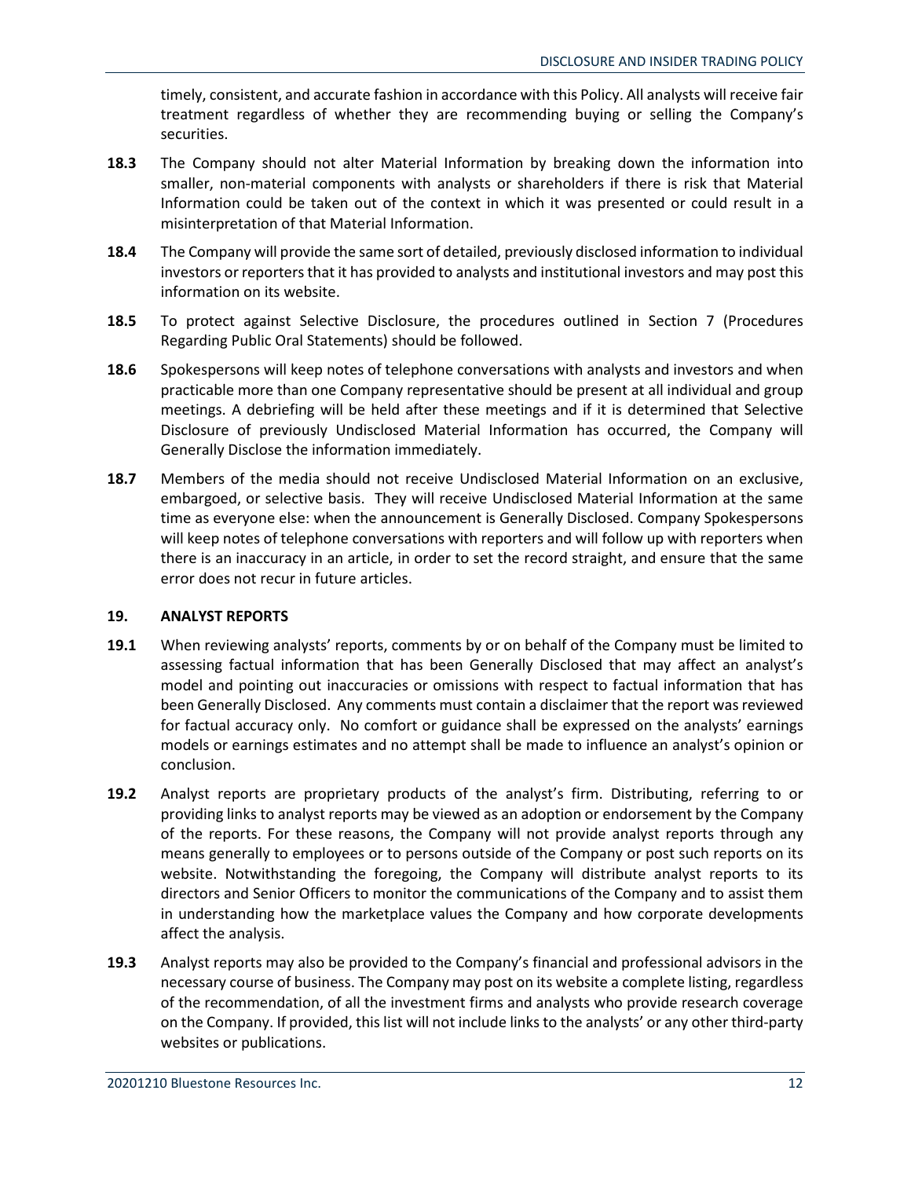timely, consistent, and accurate fashion in accordance with this Policy. All analysts will receive fair treatment regardless of whether they are recommending buying or selling the Company's securities.

**18.3** The Company should not alter Material Information by breaking down the information into smaller, non-material components with analysts or shareholders if there is risk that Material Information could be taken out of the context in which it was presented or could result in a misinterpretation of that Material Information.

**18.4** The Company will provide the same sort of detailed, previously disclosed information to individual investors or reporters that it has provided to analysts and institutional investors and may post this information on its website.

**18.5** To protect against Selective Disclosure, the procedures outlined in Section 7 (Procedures Regarding Public Oral Statements) should be followed.

**18.6** Spokespersons will keep notes of telephone conversations with analysts and investors and when practicable more than one Company representative should be present at all individual and group meetings. A debriefing will be held after these meetings and if it is determined that Selective Disclosure of previously Undisclosed Material Information has occurred, the Company will Generally Disclose the information immediately.

**18.7** Members of the media should not receive Undisclosed Material Information on an exclusive, embargoed, or selective basis. They will receive Undisclosed Material Information at the same time as everyone else: when the announcement is Generally Disclosed. Company Spokespersons will keep notes of telephone conversations with reporters and will follow up with reporters when there is an inaccuracy in an article, in order to set the record straight, and ensure that the same error does not recur in future articles.

## 19. ANALYST REPORTS

**19.1** When reviewing analysts' reports, comments by or on behalf of the Company must be limited to assessing factual information that has been Generally Disclosed that may affect an analyst's model and pointing out inaccuracies or omissions with respect to factual information that has been Generally Disclosed. Any comments must contain a disclaimer that the report was reviewed for factual accuracy only. No comfort or guidance shall be expressed on the analysts' earnings models or earnings estimates and no attempt shall be made to influence an analyst's opinion or conclusion.

**19.2** Analyst reports are proprietary products of the analyst's firm. Distributing, referring to or providing links to analyst reports may be viewed as an adoption or endorsement by the Company of the reports. For these reasons, the Company will not provide analyst reports through any means generally to employees or to persons outside of the Company or post such reports on its website. Notwithstanding the foregoing, the Company will distribute analyst reports to its directors and Senior Officers to monitor the communications of the Company and to assist them in understanding how the marketplace values the Company and how corporate developments affect the analysis.

**19.3** Analyst reports may also be provided to the Company's financial and professional advisors in the necessary course of business. The Company may post on its website a complete listing, regardless of the recommendation, of all the investment firms and analysts who provide research coverage on the Company. If provided, this list will not include links to the analysts' or any other third-party websites or publications.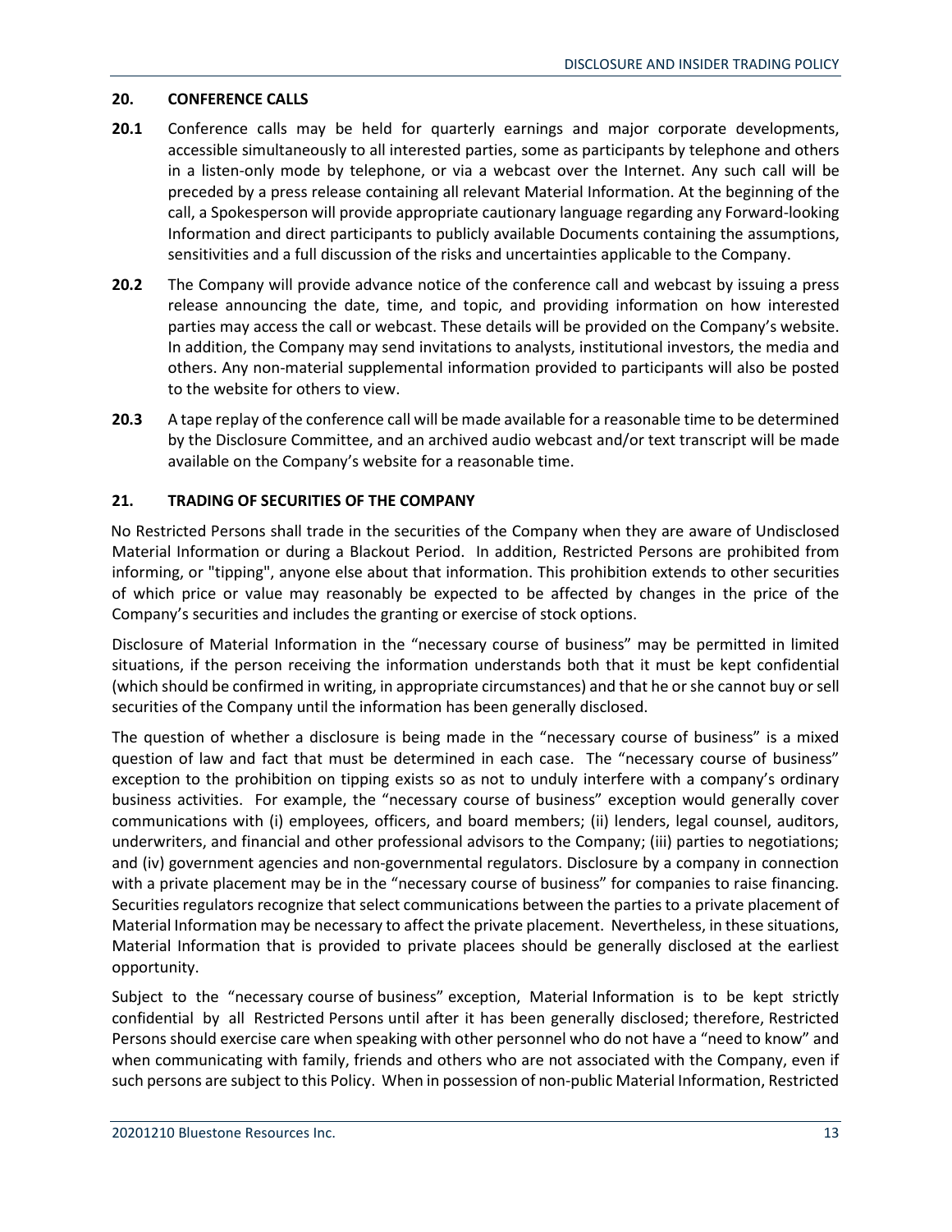## 20. CONFERENCE CALLS

**20.1** Conference calls may be held for quarterly earnings and major corporate developments, accessible simultaneously to all interested parties, some as participants by telephone and others in a listen-only mode by telephone, or via a webcast over the Internet. Any such call will be preceded by a press release containing all relevant Material Information. At the beginning of the call, a Spokesperson will provide appropriate cautionary language regarding any Forward-looking Information and direct participants to publicly available Documents containing the assumptions, sensitivities and a full discussion of the risks and uncertainties applicable to the Company.

**20.2** The Company will provide advance notice of the conference call and webcast by issuing a press release announcing the date, time, and topic, and providing information on how interested parties may access the call or webcast. These details will be provided on the Company's website. In addition, the Company may send invitations to analysts, institutional investors, the media and others. Any non-material supplemental information provided to participants will also be posted to the website for others to view.

**20.3** A tape replay of the conference call will be made available for a reasonable time to be determined by the Disclosure Committee, and an archived audio webcast and/or text transcript will be made available on the Company's website for a reasonable time.

## 21. TRADING OF SECURITIES OF THE COMPANY

No Restricted Persons shall trade in the securities of the Company when they are aware of Undisclosed Material Information or during a Blackout Period. In addition, Restricted Persons are prohibited from informing, or "tipping", anyone else about that information. This prohibition extends to other securities of which price or value may reasonably be expected to be affected by changes in the price of the Company's securities and includes the granting or exercise of stock options.

Disclosure of Material Information in the "necessary course of business" may be permitted in limited situations, if the person receiving the information understands both that it must be kept confidential (which should be confirmed in writing, in appropriate circumstances) and that he or she cannot buy or sell securities of the Company until the information has been generally disclosed.

The question of whether a disclosure is being made in the "necessary course of business" is a mixed question of law and fact that must be determined in each case. The "necessary course of business" exception to the prohibition on tipping exists so as not to unduly interfere with a company's ordinary business activities. For example, the "necessary course of business" exception would generally cover communications with (i) employees, officers, and board members; (ii) lenders, legal counsel, auditors, underwriters, and financial and other professional advisors to the Company; (iii) parties to negotiations; and (iv) government agencies and non-governmental regulators. Disclosure by a company in connection with a private placement may be in the "necessary course of business" for companies to raise financing. Securities regulators recognize that select communications between the parties to a private placement of Material Information may be necessary to affect the private placement. Nevertheless, in these situations, Material Information that is provided to private placees should be generally disclosed at the earliest opportunity.

Subject to the "necessary course of business" exception, Material Information is to be kept strictly confidential by all Restricted Persons until after it has been generally disclosed; therefore, Restricted Persons should exercise care when speaking with other personnel who do not have a "need to know" and when communicating with family, friends and others who are not associated with the Company, even if such persons are subject to this Policy. When in possession of non-public Material Information, Restricted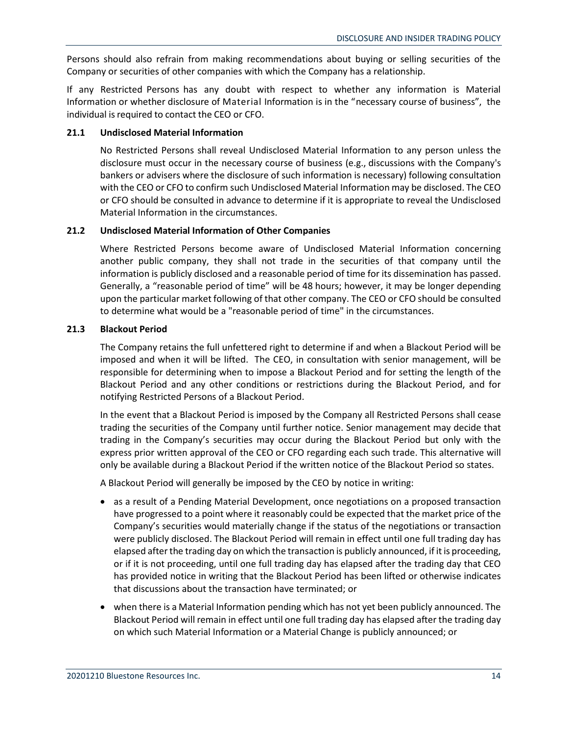Persons should also refrain from making recommendations about buying or selling securities of the Company or securities of other companies with which the Company has a relationship.

If any Restricted Persons has any doubt with respect to whether any information is Material Information or whether disclosure of Material Information is in the "necessary course of business", the individual is required to contact the CEO or CFO.

### 21.1 Undisclosed Material Information

No Restricted Persons shall reveal Undisclosed Material Information to any person unless the disclosure must occur in the necessary course of business (e.g., discussions with the Company's bankers or advisers where the disclosure of such information is necessary) following consultation with the CEO or CFO to confirm such Undisclosed Material Information may be disclosed. The CEO or CFO should be consulted in advance to determine if it is appropriate to reveal the Undisclosed Material Information in the circumstances.

### 21.2 Undisclosed Material Information of Other Companies

Where Restricted Persons become aware of Undisclosed Material Information concerning another public company, they shall not trade in the securities of that company until the information is publicly disclosed and a reasonable period of time for its dissemination has passed. Generally, a "reasonable period of time" will be 48 hours; however, it may be longer depending upon the particular market following of that other company. The CEO or CFO should be consulted to determine what would be a "reasonable period of time" in the circumstances.

### 21.3 Blackout Period

The Company retains the full unfettered right to determine if and when a Blackout Period will be imposed and when it will be lifted. The CEO, in consultation with senior management, will be responsible for determining when to impose a Blackout Period and for setting the length of the Blackout Period and any other conditions or restrictions during the Blackout Period, and for notifying Restricted Persons of a Blackout Period.

In the event that a Blackout Period is imposed by the Company all Restricted Persons shall cease trading the securities of the Company until further notice. Senior management may decide that trading in the Company's securities may occur during the Blackout Period but only with the express prior written approval of the CEO or CFO regarding each such trade. This alternative will only be available during a Blackout Period if the written notice of the Blackout Period so states.

A Blackout Period will generally be imposed by the CEO by notice in writing:

- as a result of a Pending Material Development, once negotiations on a proposed transaction have progressed to a point where it reasonably could be expected that the market price of the Company's securities would materially change if the status of the negotiations or transaction were publicly disclosed. The Blackout Period will remain in effect until one full trading day has elapsed after the trading day on which the transaction is publicly announced, if it is proceeding, or if it is not proceeding, until one full trading day has elapsed after the trading day that CEO has provided notice in writing that the Blackout Period has been lifted or otherwise indicates that discussions about the transaction have terminated; or
- when there is a Material Information pending which has not yet been publicly announced. The Blackout Period will remain in effect until one full trading day has elapsed after the trading day on which such Material Information or a Material Change is publicly announced; or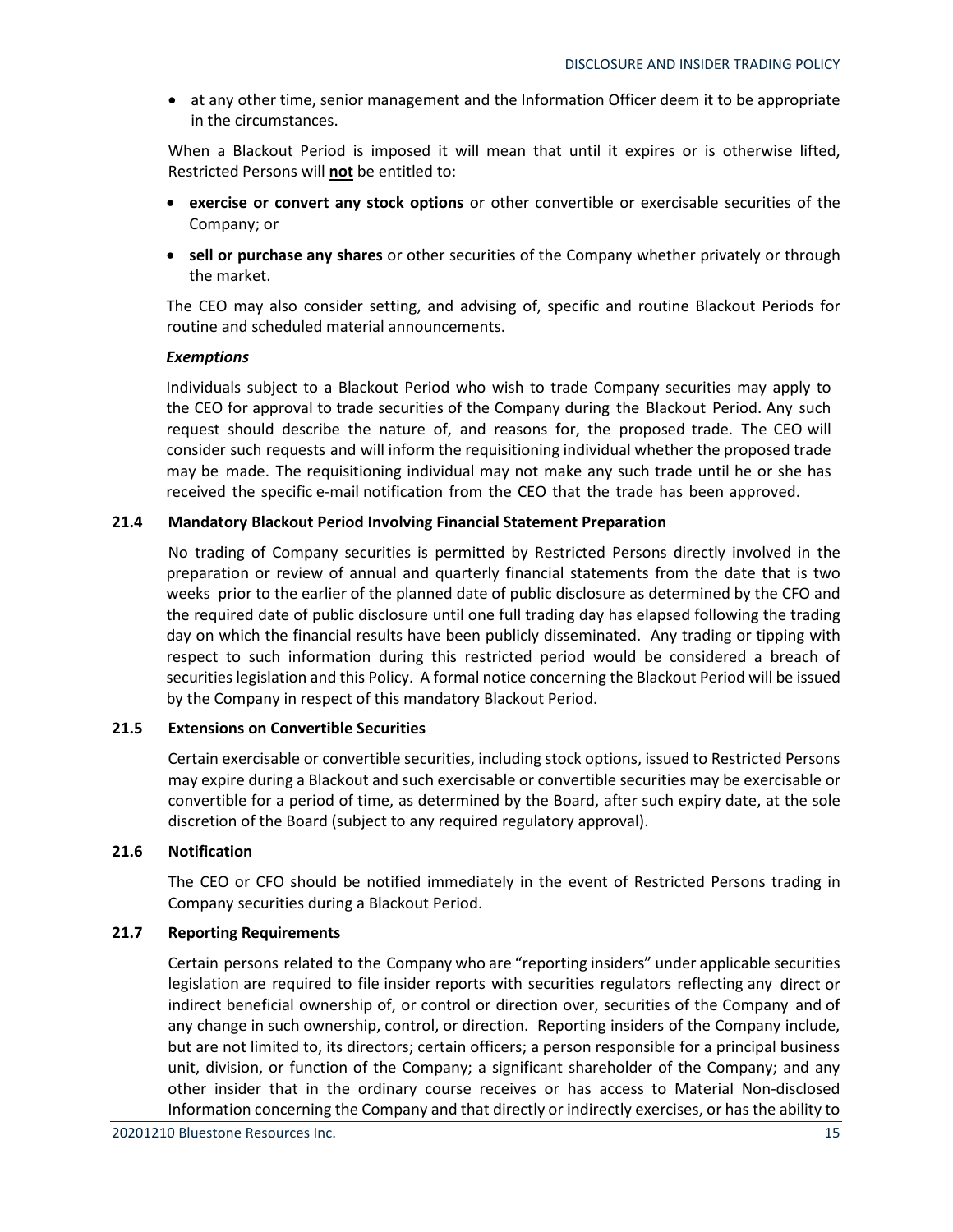- at any other time, senior management and the Information Officer deem it to be appropriate in the circumstances.

When a Blackout Period is imposed it will mean that until it expires or is otherwise lifted, Restricted Persons will **not** be entitled to:

- **exercise or convert any stock options** or other convertible or exercisable securities of the Company; or
- **sell or purchase any shares** or other securities of the Company whether privately or through the market.

The CEO may also consider setting, and advising of, specific and routine Blackout Periods for routine and scheduled material announcements.

***Exemptions***

Individuals subject to a Blackout Period who wish to trade Company securities may apply to the CEO for approval to trade securities of the Company during the Blackout Period. Any such request should describe the nature of, and reasons for, the proposed trade. The CEO will consider such requests and will inform the requisitioning individual whether the proposed trade may be made. The requisitioning individual may not make any such trade until he or she has received the specific e-mail notification from the CEO that the trade has been approved.

### 21.4 Mandatory Blackout Period Involving Financial Statement Preparation

No trading of Company securities is permitted by Restricted Persons directly involved in the preparation or review of annual and quarterly financial statements from the date that is two weeks prior to the earlier of the planned date of public disclosure as determined by the CFO and the required date of public disclosure until one full trading day has elapsed following the trading day on which the financial results have been publicly disseminated. Any trading or tipping with respect to such information during this restricted period would be considered a breach of securities legislation and this Policy. A formal notice concerning the Blackout Period will be issued by the Company in respect of this mandatory Blackout Period.

### 21.5 Extensions on Convertible Securities

Certain exercisable or convertible securities, including stock options, issued to Restricted Persons may expire during a Blackout and such exercisable or convertible securities may be exercisable or convertible for a period of time, as determined by the Board, after such expiry date, at the sole discretion of the Board (subject to any required regulatory approval).

### 21.6 Notification

The CEO or CFO should be notified immediately in the event of Restricted Persons trading in Company securities during a Blackout Period.

### 21.7 Reporting Requirements

Certain persons related to the Company who are "reporting insiders" under applicable securities legislation are required to file insider reports with securities regulators reflecting any direct or indirect beneficial ownership of, or control or direction over, securities of the Company and of any change in such ownership, control, or direction. Reporting insiders of the Company include, but are not limited to, its directors; certain officers; a person responsible for a principal business unit, division, or function of the Company; a significant shareholder of the Company; and any other insider that in the ordinary course receives or has access to Material Non-disclosed Information concerning the Company and that directly or indirectly exercises, or has the ability to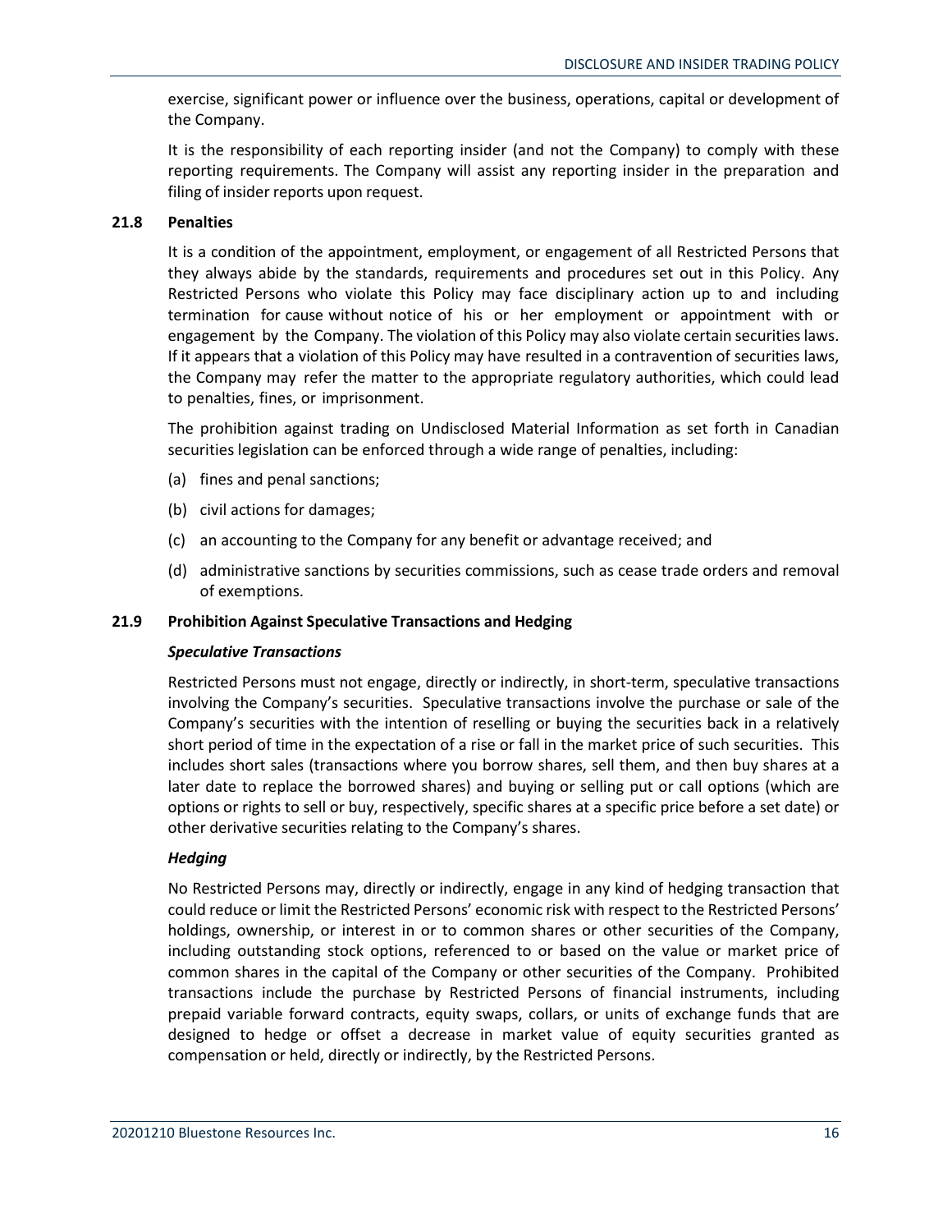exercise, significant power or influence over the business, operations, capital or development of the Company.

It is the responsibility of each reporting insider (and not the Company) to comply with these reporting requirements. The Company will assist any reporting insider in the preparation and filing of insider reports upon request.

### 21.8 Penalties

It is a condition of the appointment, employment, or engagement of all Restricted Persons that they always abide by the standards, requirements and procedures set out in this Policy. Any Restricted Persons who violate this Policy may face disciplinary action up to and including termination for cause without notice of his or her employment or appointment with or engagement by the Company. The violation of this Policy may also violate certain securities laws. If it appears that a violation of this Policy may have resulted in a contravention of securities laws, the Company may refer the matter to the appropriate regulatory authorities, which could lead to penalties, fines, or imprisonment.

The prohibition against trading on Undisclosed Material Information as set forth in Canadian securities legislation can be enforced through a wide range of penalties, including:

(a) fines and penal sanctions;

(b) civil actions for damages;

(c) an accounting to the Company for any benefit or advantage received; and

(d) administrative sanctions by securities commissions, such as cease trade orders and removal of exemptions.

### 21.9 Prohibition Against Speculative Transactions and Hedging

***Speculative Transactions***

Restricted Persons must not engage, directly or indirectly, in short-term, speculative transactions involving the Company's securities. Speculative transactions involve the purchase or sale of the Company's securities with the intention of reselling or buying the securities back in a relatively short period of time in the expectation of a rise or fall in the market price of such securities. This includes short sales (transactions where you borrow shares, sell them, and then buy shares at a later date to replace the borrowed shares) and buying or selling put or call options (which are options or rights to sell or buy, respectively, specific shares at a specific price before a set date) or other derivative securities relating to the Company's shares.

***Hedging***

No Restricted Persons may, directly or indirectly, engage in any kind of hedging transaction that could reduce or limit the Restricted Persons' economic risk with respect to the Restricted Persons' holdings, ownership, or interest in or to common shares or other securities of the Company, including outstanding stock options, referenced to or based on the value or market price of common shares in the capital of the Company or other securities of the Company. Prohibited transactions include the purchase by Restricted Persons of financial instruments, including prepaid variable forward contracts, equity swaps, collars, or units of exchange funds that are designed to hedge or offset a decrease in market value of equity securities granted as compensation or held, directly or indirectly, by the Restricted Persons.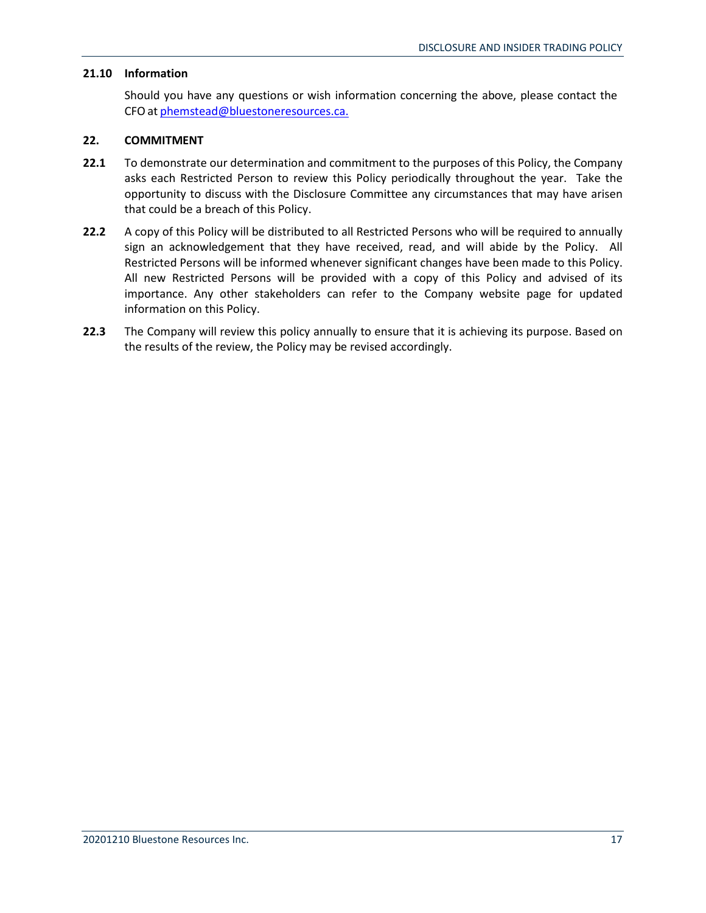### 21.10 Information

Should you have any questions or wish information concerning the above, please contact the CFO at [phemstead@bluestoneresources.ca.](mailto:phemstead@bluestoneresources.ca)

## 22. COMMITMENT

**22.1** To demonstrate our determination and commitment to the purposes of this Policy, the Company asks each Restricted Person to review this Policy periodically throughout the year. Take the opportunity to discuss with the Disclosure Committee any circumstances that may have arisen that could be a breach of this Policy.

**22.2** A copy of this Policy will be distributed to all Restricted Persons who will be required to annually sign an acknowledgement that they have received, read, and will abide by the Policy. All Restricted Persons will be informed whenever significant changes have been made to this Policy. All new Restricted Persons will be provided with a copy of this Policy and advised of its importance. Any other stakeholders can refer to the Company website page for updated information on this Policy.

**22.3** The Company will review this policy annually to ensure that it is achieving its purpose. Based on the results of the review, the Policy may be revised accordingly.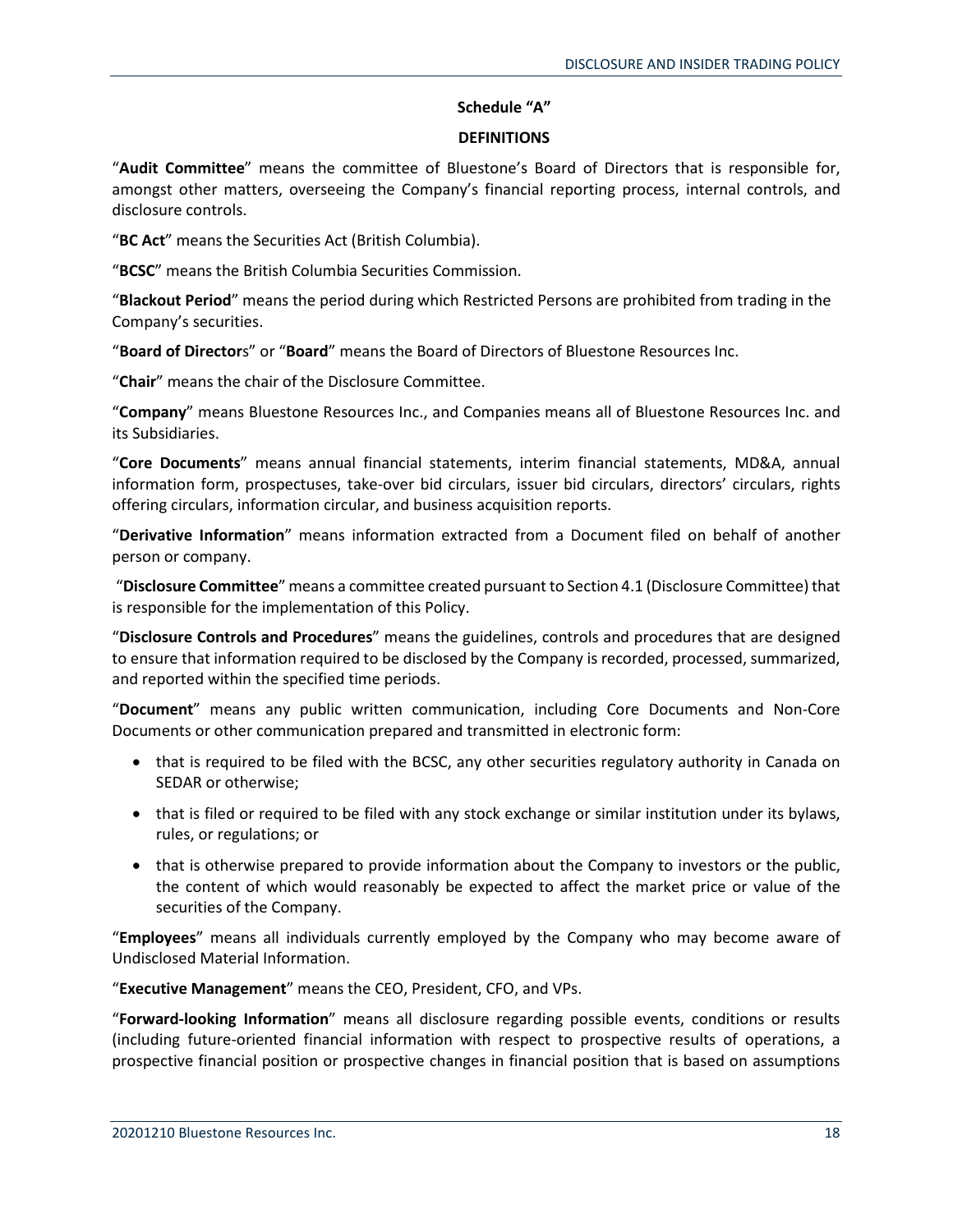**Schedule "A"**

**DEFINITIONS**

"**Audit Committee**" means the committee of Bluestone's Board of Directors that is responsible for, amongst other matters, overseeing the Company's financial reporting process, internal controls, and disclosure controls.

"**BC Act**" means the Securities Act (British Columbia).

"**BCSC**" means the British Columbia Securities Commission.

"**Blackout Period**" means the period during which Restricted Persons are prohibited from trading in the Company's securities.

"**Board of Director**s" or "**Board**" means the Board of Directors of Bluestone Resources Inc.

"**Chair**" means the chair of the Disclosure Committee.

"**Company**" means Bluestone Resources Inc., and Companies means all of Bluestone Resources Inc. and its Subsidiaries.

"**Core Documents**" means annual financial statements, interim financial statements, MD&A, annual information form, prospectuses, take-over bid circulars, issuer bid circulars, directors' circulars, rights offering circulars, information circular, and business acquisition reports.

"**Derivative Information**" means information extracted from a Document filed on behalf of another person or company.

"**Disclosure Committee**" means a committee created pursuant to Section 4.1 (Disclosure Committee) that is responsible for the implementation of this Policy.

"**Disclosure Controls and Procedures**" means the guidelines, controls and procedures that are designed to ensure that information required to be disclosed by the Company is recorded, processed, summarized, and reported within the specified time periods.

"**Document**" means any public written communication, including Core Documents and Non-Core Documents or other communication prepared and transmitted in electronic form:

- that is required to be filed with the BCSC, any other securities regulatory authority in Canada on SEDAR or otherwise;
- that is filed or required to be filed with any stock exchange or similar institution under its bylaws, rules, or regulations; or
- that is otherwise prepared to provide information about the Company to investors or the public, the content of which would reasonably be expected to affect the market price or value of the securities of the Company.

"**Employees**" means all individuals currently employed by the Company who may become aware of Undisclosed Material Information.

"**Executive Management**" means the CEO, President, CFO, and VPs.

"**Forward-looking Information**" means all disclosure regarding possible events, conditions or results (including future-oriented financial information with respect to prospective results of operations, a prospective financial position or prospective changes in financial position that is based on assumptions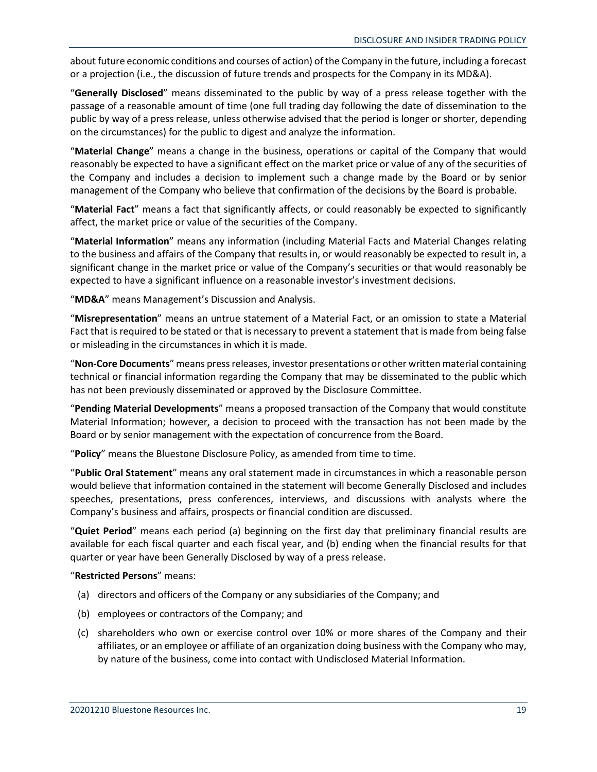about future economic conditions and courses of action) of the Company in the future, including a forecast or a projection (i.e., the discussion of future trends and prospects for the Company in its MD&A).

"**Generally Disclosed**" means disseminated to the public by way of a press release together with the passage of a reasonable amount of time (one full trading day following the date of dissemination to the public by way of a press release, unless otherwise advised that the period is longer or shorter, depending on the circumstances) for the public to digest and analyze the information.

"**Material Change**" means a change in the business, operations or capital of the Company that would reasonably be expected to have a significant effect on the market price or value of any of the securities of the Company and includes a decision to implement such a change made by the Board or by senior management of the Company who believe that confirmation of the decisions by the Board is probable.

"**Material Fact**" means a fact that significantly affects, or could reasonably be expected to significantly affect, the market price or value of the securities of the Company.

"**Material Information**" means any information (including Material Facts and Material Changes relating to the business and affairs of the Company that results in, or would reasonably be expected to result in, a significant change in the market price or value of the Company's securities or that would reasonably be expected to have a significant influence on a reasonable investor's investment decisions.

"**MD&A**" means Management's Discussion and Analysis.

"**Misrepresentation**" means an untrue statement of a Material Fact, or an omission to state a Material Fact that is required to be stated or that is necessary to prevent a statement that is made from being false or misleading in the circumstances in which it is made.

"**Non-Core Documents**" means press releases, investor presentations or other written material containing technical or financial information regarding the Company that may be disseminated to the public which has not been previously disseminated or approved by the Disclosure Committee.

"**Pending Material Developments**" means a proposed transaction of the Company that would constitute Material Information; however, a decision to proceed with the transaction has not been made by the Board or by senior management with the expectation of concurrence from the Board.

"**Policy**" means the Bluestone Disclosure Policy, as amended from time to time.

"**Public Oral Statement**" means any oral statement made in circumstances in which a reasonable person would believe that information contained in the statement will become Generally Disclosed and includes speeches, presentations, press conferences, interviews, and discussions with analysts where the Company's business and affairs, prospects or financial condition are discussed.

"**Quiet Period**" means each period (a) beginning on the first day that preliminary financial results are available for each fiscal quarter and each fiscal year, and (b) ending when the financial results for that quarter or year have been Generally Disclosed by way of a press release.

"**Restricted Persons**" means:

(a) directors and officers of the Company or any subsidiaries of the Company; and

(b) employees or contractors of the Company; and

(c) shareholders who own or exercise control over 10% or more shares of the Company and their affiliates, or an employee or affiliate of an organization doing business with the Company who may, by nature of the business, come into contact with Undisclosed Material Information.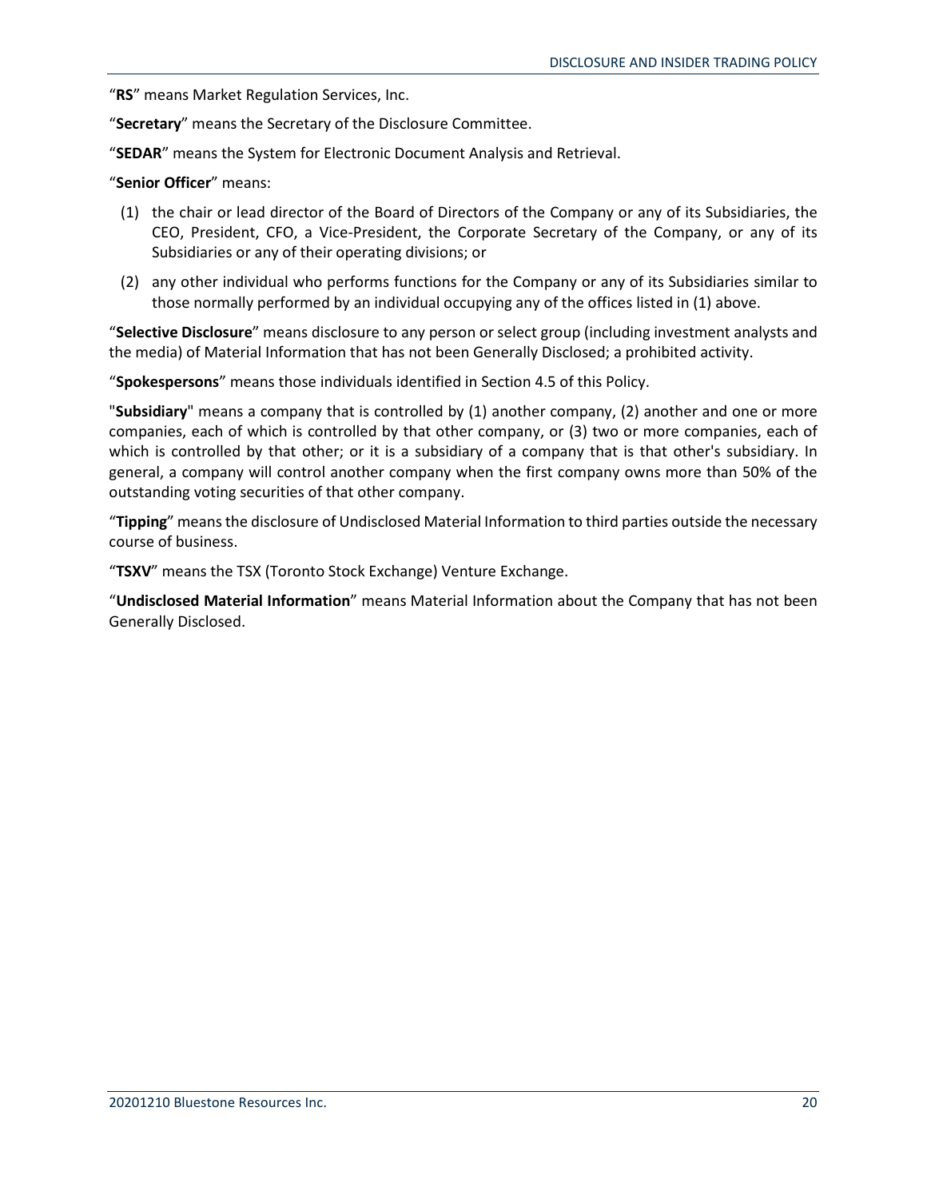"**RS**" means Market Regulation Services, Inc.

"**Secretary**" means the Secretary of the Disclosure Committee.

"**SEDAR**" means the System for Electronic Document Analysis and Retrieval.

"**Senior Officer**" means:

(1) the chair or lead director of the Board of Directors of the Company or any of its Subsidiaries, the CEO, President, CFO, a Vice-President, the Corporate Secretary of the Company, or any of its Subsidiaries or any of their operating divisions; or

(2) any other individual who performs functions for the Company or any of its Subsidiaries similar to those normally performed by an individual occupying any of the offices listed in (1) above.

"**Selective Disclosure**" means disclosure to any person or select group (including investment analysts and the media) of Material Information that has not been Generally Disclosed; a prohibited activity.

"**Spokespersons**" means those individuals identified in Section 4.5 of this Policy.

"**Subsidiary**" means a company that is controlled by (1) another company, (2) another and one or more companies, each of which is controlled by that other company, or (3) two or more companies, each of which is controlled by that other; or it is a subsidiary of a company that is that other's subsidiary. In general, a company will control another company when the first company owns more than 50% of the outstanding voting securities of that other company.

"**Tipping**" means the disclosure of Undisclosed Material Information to third parties outside the necessary course of business.

"**TSXV**" means the TSX (Toronto Stock Exchange) Venture Exchange.

"**Undisclosed Material Information**" means Material Information about the Company that has not been Generally Disclosed.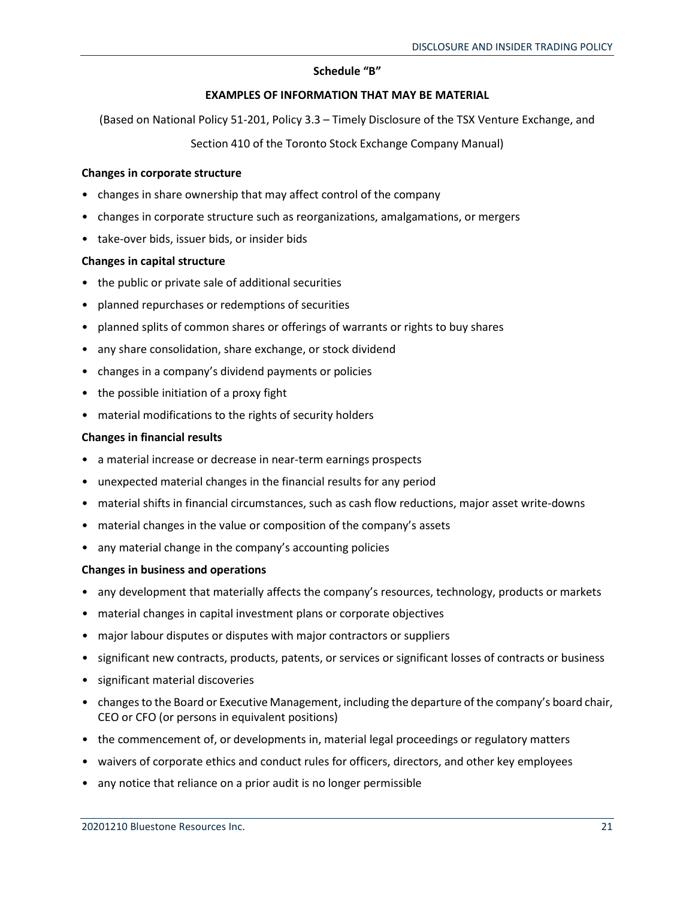**Schedule "B"**

**EXAMPLES OF INFORMATION THAT MAY BE MATERIAL**

(Based on National Policy 51-201, Policy 3.3 – Timely Disclosure of the TSX Venture Exchange, and Section 410 of the Toronto Stock Exchange Company Manual)

**Changes in corporate structure**

- changes in share ownership that may affect control of the company
- changes in corporate structure such as reorganizations, amalgamations, or mergers
- take-over bids, issuer bids, or insider bids

**Changes in capital structure**

- the public or private sale of additional securities
- planned repurchases or redemptions of securities
- planned splits of common shares or offerings of warrants or rights to buy shares
- any share consolidation, share exchange, or stock dividend
- changes in a company's dividend payments or policies
- the possible initiation of a proxy fight
- material modifications to the rights of security holders

**Changes in financial results**

- a material increase or decrease in near-term earnings prospects
- unexpected material changes in the financial results for any period
- material shifts in financial circumstances, such as cash flow reductions, major asset write-downs
- material changes in the value or composition of the company's assets
- any material change in the company's accounting policies

**Changes in business and operations**

- any development that materially affects the company's resources, technology, products or markets
- material changes in capital investment plans or corporate objectives
- major labour disputes or disputes with major contractors or suppliers
- significant new contracts, products, patents, or services or significant losses of contracts or business
- significant material discoveries
- changes to the Board or Executive Management, including the departure of the company's board chair, CEO or CFO (or persons in equivalent positions)
- the commencement of, or developments in, material legal proceedings or regulatory matters
- waivers of corporate ethics and conduct rules for officers, directors, and other key employees
- any notice that reliance on a prior audit is no longer permissible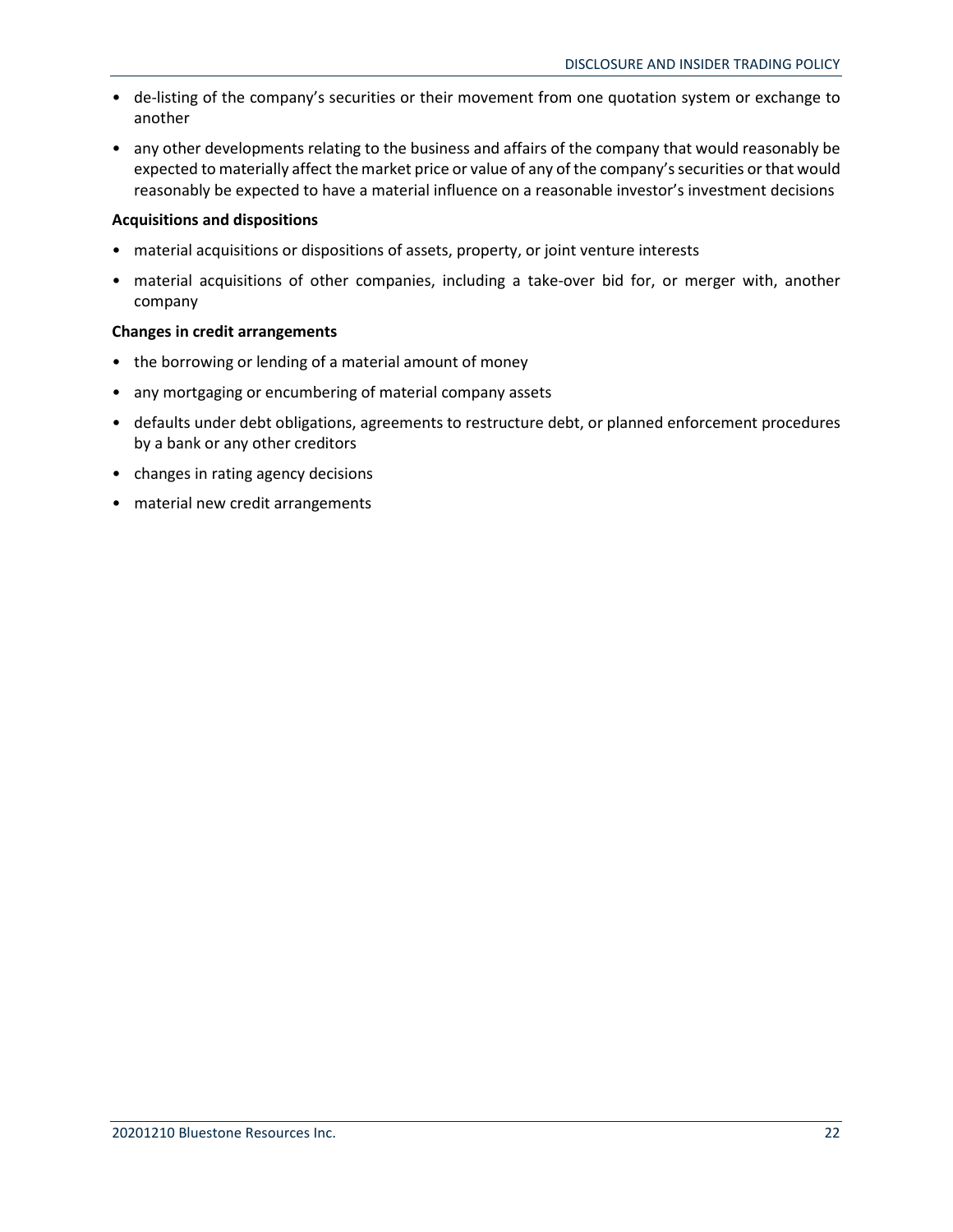- de-listing of the company's securities or their movement from one quotation system or exchange to another
- any other developments relating to the business and affairs of the company that would reasonably be expected to materially affect the market price or value of any of the company's securities or that would reasonably be expected to have a material influence on a reasonable investor's investment decisions

**Acquisitions and dispositions**

- material acquisitions or dispositions of assets, property, or joint venture interests
- material acquisitions of other companies, including a take-over bid for, or merger with, another company

**Changes in credit arrangements**

- the borrowing or lending of a material amount of money
- any mortgaging or encumbering of material company assets
- defaults under debt obligations, agreements to restructure debt, or planned enforcement procedures by a bank or any other creditors
- changes in rating agency decisions
- material new credit arrangements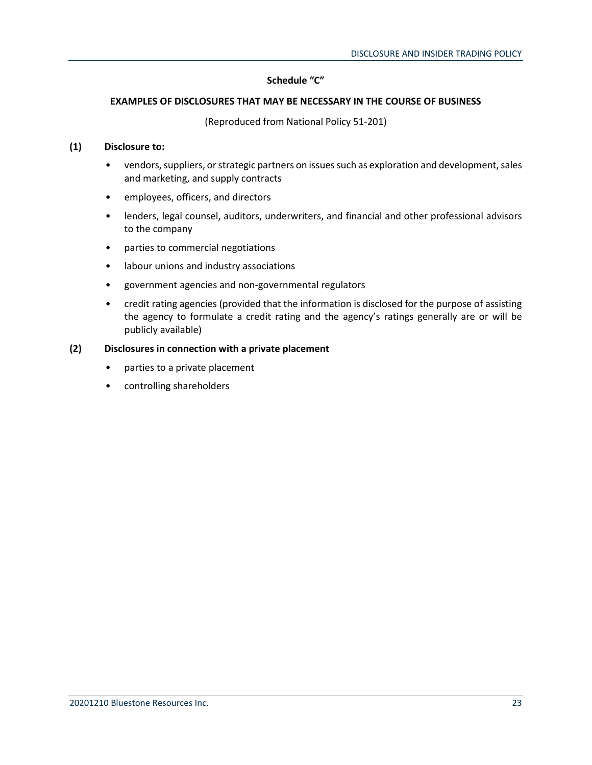**Schedule "C"**

**EXAMPLES OF DISCLOSURES THAT MAY BE NECESSARY IN THE COURSE OF BUSINESS**

(Reproduced from National Policy 51-201)

**(1) Disclosure to:**

- vendors, suppliers, or strategic partners on issues such as exploration and development, sales and marketing, and supply contracts
- employees, officers, and directors
- lenders, legal counsel, auditors, underwriters, and financial and other professional advisors to the company
- parties to commercial negotiations
- labour unions and industry associations
- government agencies and non-governmental regulators
- credit rating agencies (provided that the information is disclosed for the purpose of assisting the agency to formulate a credit rating and the agency's ratings generally are or will be publicly available)

**(2) Disclosures in connection with a private placement**

- parties to a private placement
- controlling shareholders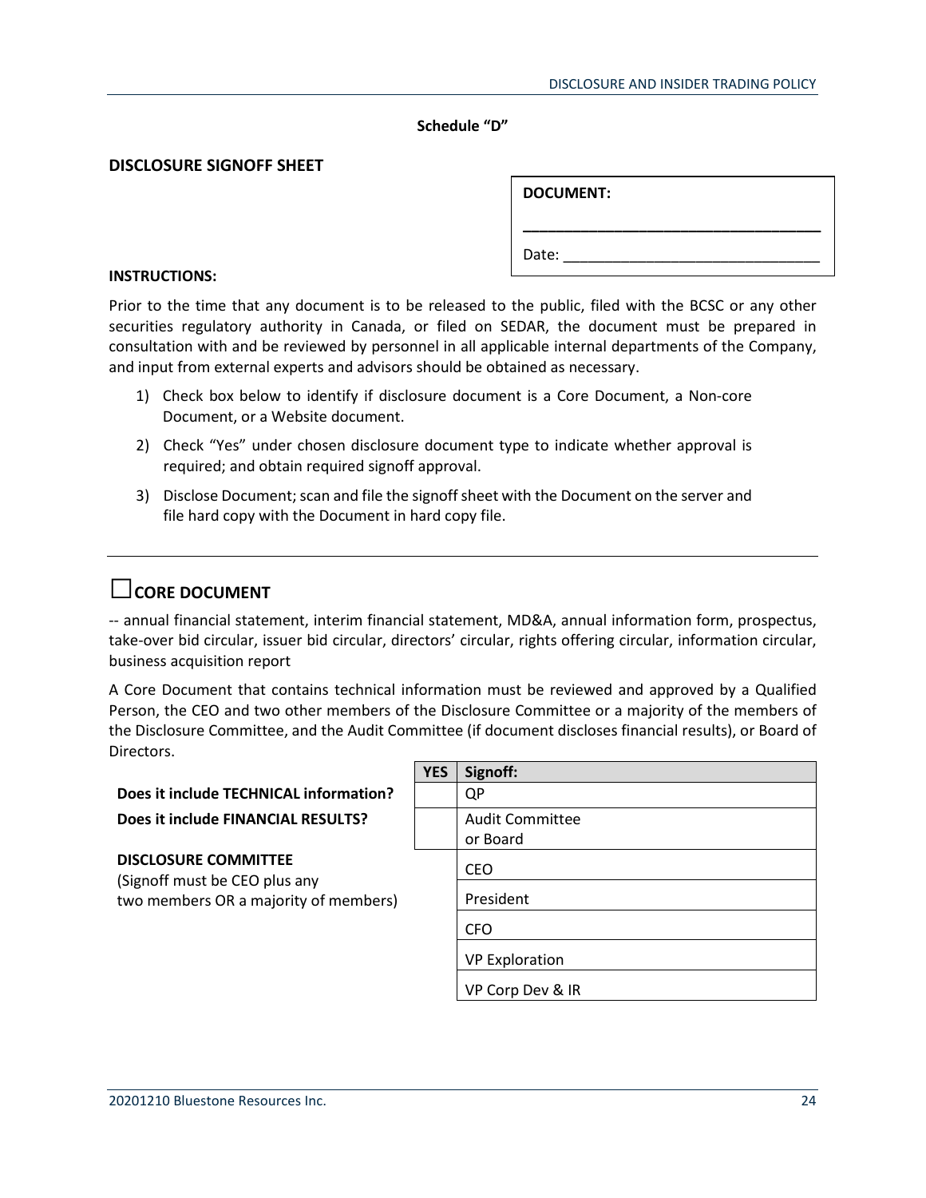Schedule “D”

## DISCLOSURE SIGNOFF SHEET

| DOCUMENT: |
|---|
| ___________________________________ |
| Date: ______________________________ |

**INSTRUCTIONS:**

Prior to the time that any document is to be released to the public, filed with the BCSC or any other securities regulatory authority in Canada, or filed on SEDAR, the document must be prepared in consultation with and be reviewed by personnel in all applicable internal departments of the Company, and input from external experts and advisors should be obtained as necessary.

1) Check box below to identify if disclosure document is a Core Document, a Non-core Document, or a Website document.
2) Check “Yes” under chosen disclosure document type to indicate whether approval is required; and obtain required signoff approval.
3) Disclose Document; scan and file the signoff sheet with the Document on the server and file hard copy with the Document in hard copy file.

---

## ☐CORE DOCUMENT

-- annual financial statement, interim financial statement, MD&A, annual information form, prospectus, take-over bid circular, issuer bid circular, directors’ circular, rights offering circular, information circular, business acquisition report

A Core Document that contains technical information must be reviewed and approved by a Qualified Person, the CEO and two other members of the Disclosure Committee or a majority of the members of the Disclosure Committee, and the Audit Committee (if document discloses financial results), or Board of Directors.

| | YES | Signoff: |
|---|---|---|
| **Does it include TECHNICAL information?** | | QP |
| **Does it include FINANCIAL RESULTS?** | | Audit Committee or Board |
| **DISCLOSURE COMMITTEE** (Signoff must be CEO plus any two members OR a majority of members) | | CEO |
| | | President |
| | | CFO |
| | | VP Exploration |
| | | VP Corp Dev & IR |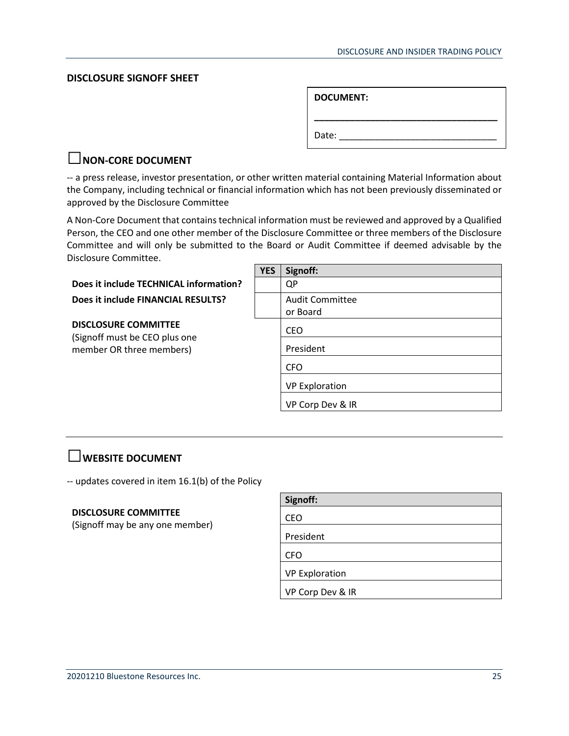## DISCLOSURE SIGNOFF SHEET

| |
|---|
| **DOCUMENT:** |
| ___________________________________ |
| Date: ______________________________ |

### ☐ NON-CORE DOCUMENT

-- a press release, investor presentation, or other written material containing Material Information about the Company, including technical or financial information which has not been previously disseminated or approved by the Disclosure Committee

A Non-Core Document that contains technical information must be reviewed and approved by a Qualified Person, the CEO and one other member of the Disclosure Committee or three members of the Disclosure Committee and will only be submitted to the Board or Audit Committee if deemed advisable by the Disclosure Committee.

| | YES | Signoff: |
|---|---|---|
| **Does it include TECHNICAL information?** | | QP |
| **Does it include FINANCIAL RESULTS?** | | Audit Committee or Board |
| **DISCLOSURE COMMITTEE** (Signoff must be CEO plus one member OR three members) | | CEO |
| | | President |
| | | CFO |
| | | VP Exploration |
| | | VP Corp Dev & IR |

---

### ☐ WEBSITE DOCUMENT

-- updates covered in item 16.1(b) of the Policy

| | Signoff: |
|---|---|
| **DISCLOSURE COMMITTEE** (Signoff may be any one member) | CEO |
| | President |
| | CFO |
| | VP Exploration |
| | VP Corp Dev & IR |